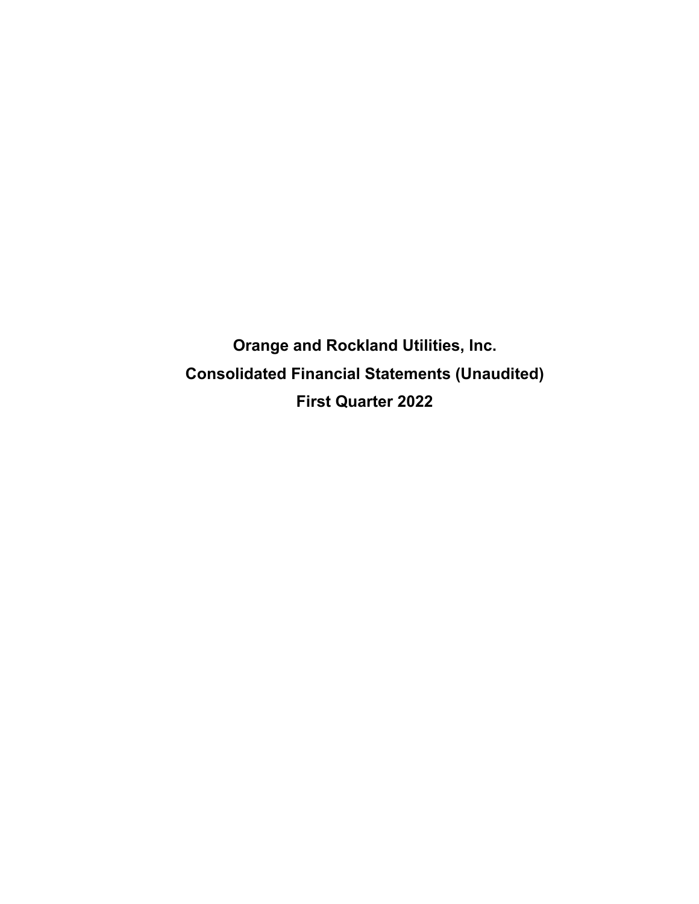# Orange and Rockland Utilities, Inc.

# Consolidated Financial Statements (Unaudited)

# First Quarter 2022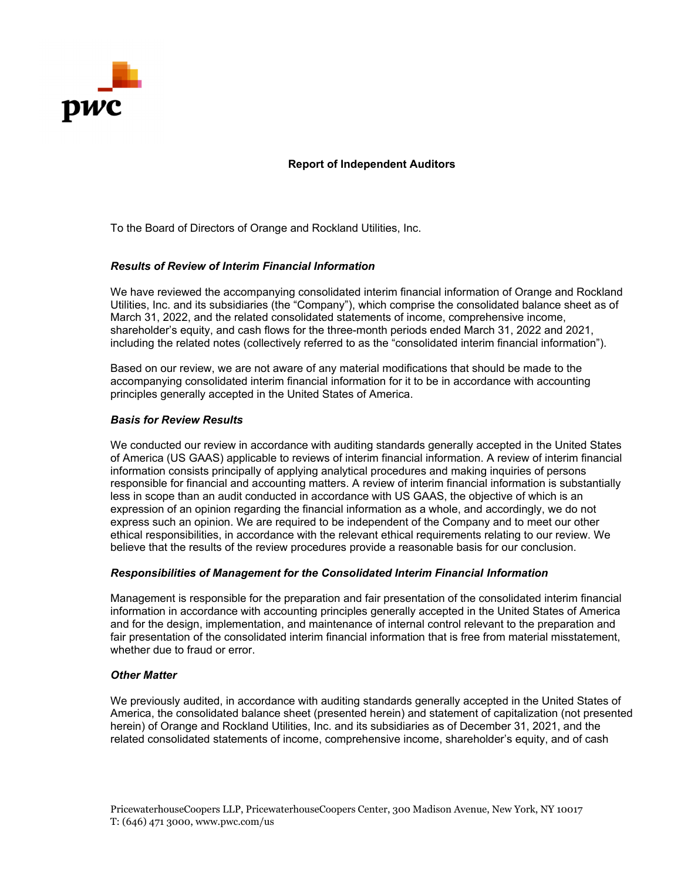# Report of Independent Auditors

To the Board of Directors of Orange and Rockland Utilities, Inc.

### *Results of Review of Interim Financial Information*

We have reviewed the accompanying consolidated interim financial information of Orange and Rockland Utilities, Inc. and its subsidiaries (the "Company"), which comprise the consolidated balance sheet as of March 31, 2022, and the related consolidated statements of income, comprehensive income, shareholder's equity, and cash flows for the three-month periods ended March 31, 2022 and 2021, including the related notes (collectively referred to as the "consolidated interim financial information").

Based on our review, we are not aware of any material modifications that should be made to the accompanying consolidated interim financial information for it to be in accordance with accounting principles generally accepted in the United States of America.

### *Basis for Review Results*

We conducted our review in accordance with auditing standards generally accepted in the United States of America (US GAAS) applicable to reviews of interim financial information. A review of interim financial information consists principally of applying analytical procedures and making inquiries of persons responsible for financial and accounting matters. A review of interim financial information is substantially less in scope than an audit conducted in accordance with US GAAS, the objective of which is an expression of an opinion regarding the financial information as a whole, and accordingly, we do not express such an opinion. We are required to be independent of the Company and to meet our other ethical responsibilities, in accordance with the relevant ethical requirements relating to our review. We believe that the results of the review procedures provide a reasonable basis for our conclusion.

### *Responsibilities of Management for the Consolidated Interim Financial Information*

Management is responsible for the preparation and fair presentation of the consolidated interim financial information in accordance with accounting principles generally accepted in the United States of America and for the design, implementation, and maintenance of internal control relevant to the preparation and fair presentation of the consolidated interim financial information that is free from material misstatement, whether due to fraud or error.

### *Other Matter*

We previously audited, in accordance with auditing standards generally accepted in the United States of America, the consolidated balance sheet (presented herein) and statement of capitalization (not presented herein) of Orange and Rockland Utilities, Inc. and its subsidiaries as of December 31, 2021, and the related consolidated statements of income, comprehensive income, shareholder's equity, and of cash

PricewaterhouseCoopers LLP, PricewaterhouseCoopers Center, 300 Madison Avenue, New York, NY 10017
T: (646) 471 3000, www.pwc.com/us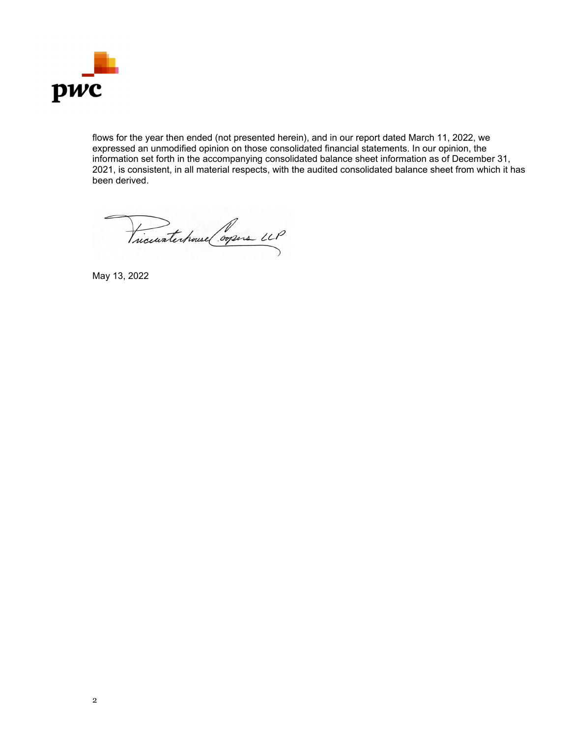flows for the year then ended (not presented herein), and in our report dated March 11, 2022, we expressed an unmodified opinion on those consolidated financial statements. In our opinion, the information set forth in the accompanying consolidated balance sheet information as of December 31, 2021, is consistent, in all material respects, with the audited consolidated balance sheet from which it has been derived.

PricewaterhouseCoopers LLP

May 13, 2022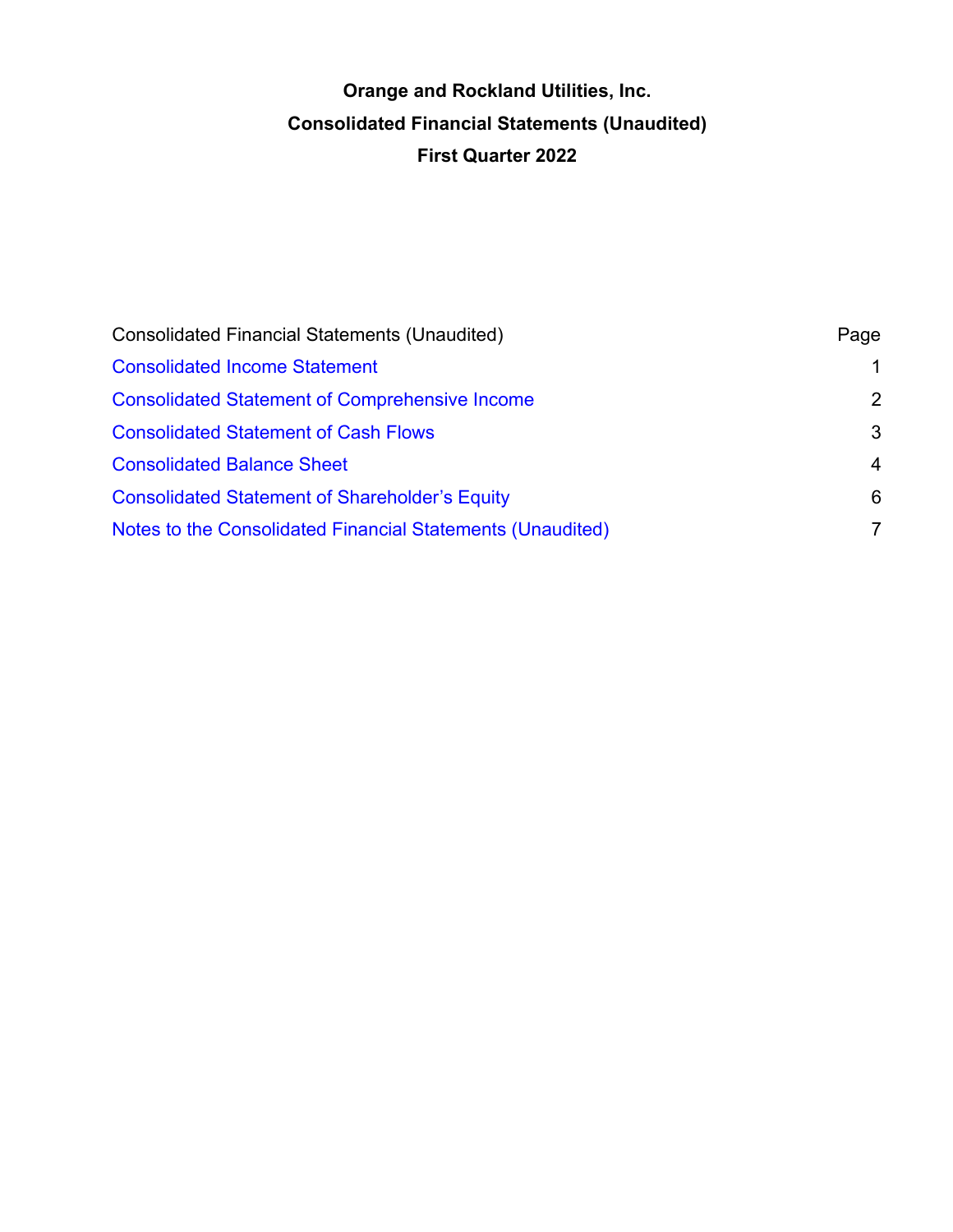# Orange and Rockland Utilities, Inc.

## Consolidated Financial Statements (Unaudited)

## First Quarter 2022

| Consolidated Financial Statements (Unaudited) | Page |
| --- | --- |
| Consolidated Income Statement | 1 |
| Consolidated Statement of Comprehensive Income | 2 |
| Consolidated Statement of Cash Flows | 3 |
| Consolidated Balance Sheet | 4 |
| Consolidated Statement of Shareholder's Equity | 6 |
| Notes to the Consolidated Financial Statements (Unaudited) | 7 |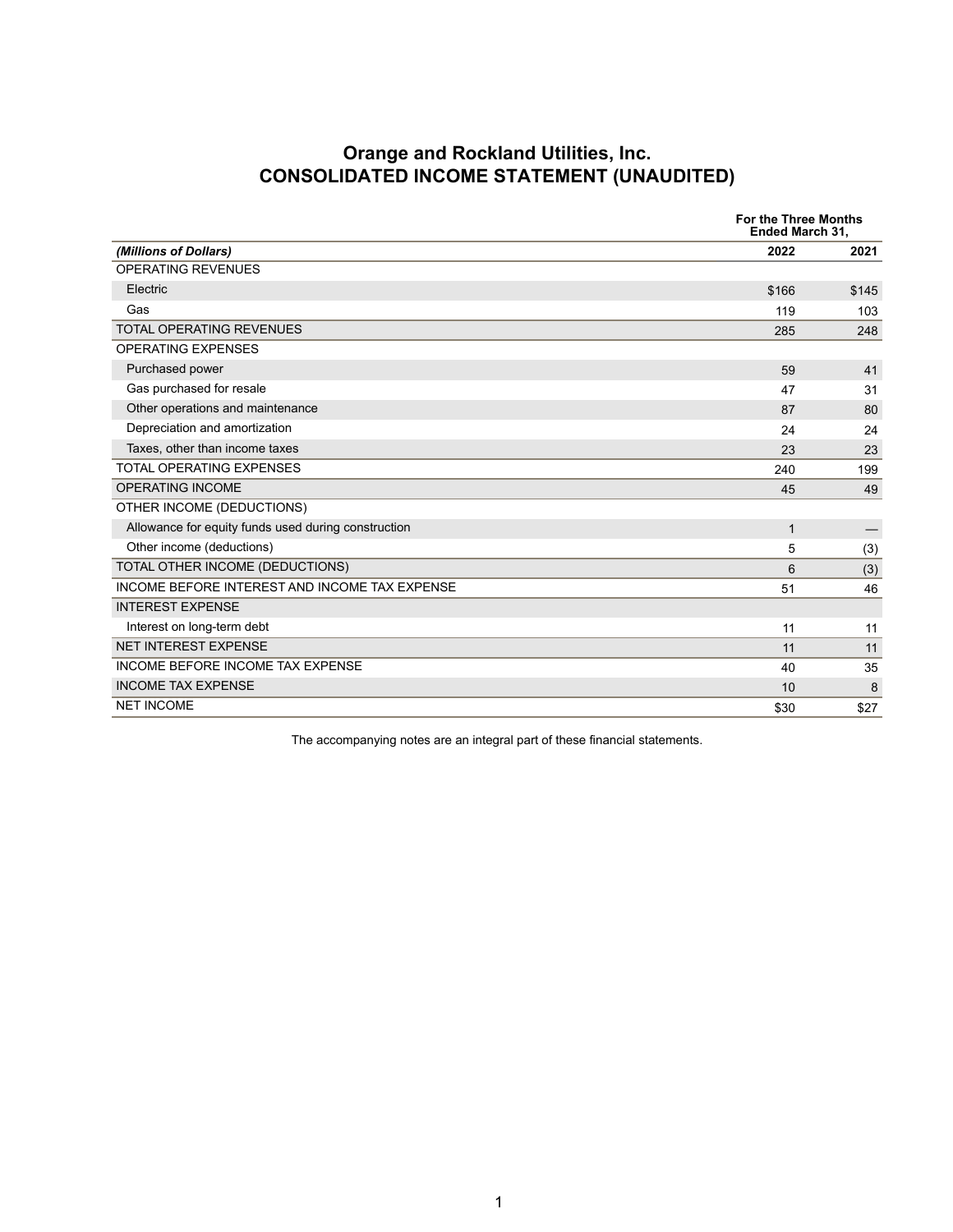# Orange and Rockland Utilities, Inc.
## CONSOLIDATED INCOME STATEMENT (UNAUDITED)

| | For the Three Months Ended March 31, | |
|---|---|---|
| *(Millions of Dollars)* | **2022** | **2021** |
| OPERATING REVENUES | | |
| Electric | $166 | $145 |
| Gas | 119 | 103 |
| TOTAL OPERATING REVENUES | 285 | 248 |
| OPERATING EXPENSES | | |
| Purchased power | 59 | 41 |
| Gas purchased for resale | 47 | 31 |
| Other operations and maintenance | 87 | 80 |
| Depreciation and amortization | 24 | 24 |
| Taxes, other than income taxes | 23 | 23 |
| TOTAL OPERATING EXPENSES | 240 | 199 |
| OPERATING INCOME | 45 | 49 |
| OTHER INCOME (DEDUCTIONS) | | |
| Allowance for equity funds used during construction | 1 | — |
| Other income (deductions) | 5 | (3) |
| TOTAL OTHER INCOME (DEDUCTIONS) | 6 | (3) |
| INCOME BEFORE INTEREST AND INCOME TAX EXPENSE | 51 | 46 |
| INTEREST EXPENSE | | |
| Interest on long-term debt | 11 | 11 |
| NET INTEREST EXPENSE | 11 | 11 |
| INCOME BEFORE INCOME TAX EXPENSE | 40 | 35 |
| INCOME TAX EXPENSE | 10 | 8 |
| NET INCOME | $30 | $27 |

The accompanying notes are an integral part of these financial statements.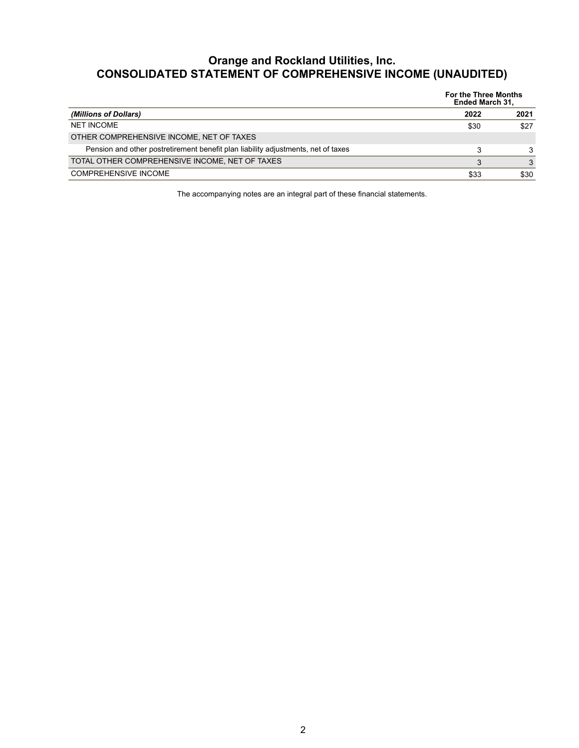# Orange and Rockland Utilities, Inc.
## CONSOLIDATED STATEMENT OF COMPREHENSIVE INCOME (UNAUDITED)

| | For the Three Months Ended March 31, | |
|---|---|---|
| *(Millions of Dollars)* | **2022** | **2021** |
| NET INCOME | $30 | $27 |
| OTHER COMPREHENSIVE INCOME, NET OF TAXES | | |
| Pension and other postretirement benefit plan liability adjustments, net of taxes | 3 | 3 |
| TOTAL OTHER COMPREHENSIVE INCOME, NET OF TAXES | 3 | 3 |
| COMPREHENSIVE INCOME | $33 | $30 |

The accompanying notes are an integral part of these financial statements.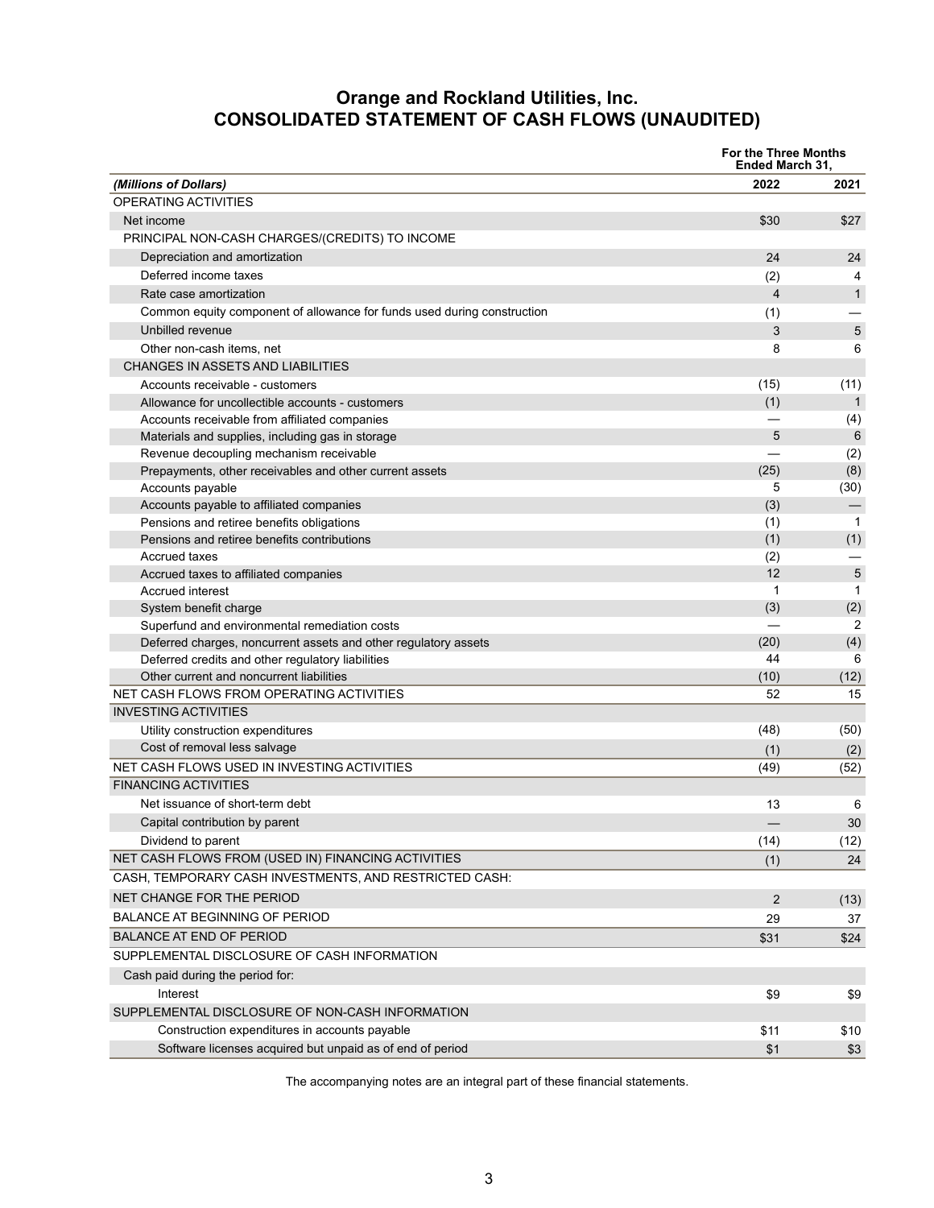# Orange and Rockland Utilities, Inc.
## CONSOLIDATED STATEMENT OF CASH FLOWS (UNAUDITED)

| | For the Three Months Ended March 31, | |
|---|---|---|
| *(Millions of Dollars)* | 2022 | 2021 |
| OPERATING ACTIVITIES | | |
| Net income | $30 | $27 |
| PRINCIPAL NON-CASH CHARGES/(CREDITS) TO INCOME | | |
| Depreciation and amortization | 24 | 24 |
| Deferred income taxes | (2) | 4 |
| Rate case amortization | 4 | 1 |
| Common equity component of allowance for funds used during construction | (1) | — |
| Unbilled revenue | 3 | 5 |
| Other non-cash items, net | 8 | 6 |
| CHANGES IN ASSETS AND LIABILITIES | | |
| Accounts receivable - customers | (15) | (11) |
| Allowance for uncollectible accounts - customers | (1) | 1 |
| Accounts receivable from affiliated companies | — | (4) |
| Materials and supplies, including gas in storage | 5 | 6 |
| Revenue decoupling mechanism receivable | — | (2) |
| Prepayments, other receivables and other current assets | (25) | (8) |
| Accounts payable | 5 | (30) |
| Accounts payable to affiliated companies | (3) | — |
| Pensions and retiree benefits obligations | (1) | 1 |
| Pensions and retiree benefits contributions | (1) | (1) |
| Accrued taxes | (2) | — |
| Accrued taxes to affiliated companies | 12 | 5 |
| Accrued interest | 1 | 1 |
| System benefit charge | (3) | (2) |
| Superfund and environmental remediation costs | — | 2 |
| Deferred charges, noncurrent assets and other regulatory assets | (20) | (4) |
| Deferred credits and other regulatory liabilities | 44 | 6 |
| Other current and noncurrent liabilities | (10) | (12) |
| NET CASH FLOWS FROM OPERATING ACTIVITIES | 52 | 15 |
| INVESTING ACTIVITIES | | |
| Utility construction expenditures | (48) | (50) |
| Cost of removal less salvage | (1) | (2) |
| NET CASH FLOWS USED IN INVESTING ACTIVITIES | (49) | (52) |
| FINANCING ACTIVITIES | | |
| Net issuance of short-term debt | 13 | 6 |
| Capital contribution by parent | — | 30 |
| Dividend to parent | (14) | (12) |
| NET CASH FLOWS FROM (USED IN) FINANCING ACTIVITIES | (1) | 24 |
| CASH, TEMPORARY CASH INVESTMENTS, AND RESTRICTED CASH: | | |
| NET CHANGE FOR THE PERIOD | 2 | (13) |
| BALANCE AT BEGINNING OF PERIOD | 29 | 37 |
| BALANCE AT END OF PERIOD | $31 | $24 |
| SUPPLEMENTAL DISCLOSURE OF CASH INFORMATION | | |
| Cash paid during the period for: | | |
| Interest | $9 | $9 |
| SUPPLEMENTAL DISCLOSURE OF NON-CASH INFORMATION | | |
| Construction expenditures in accounts payable | $11 | $10 |
| Software licenses acquired but unpaid as of end of period | $1 | $3 |

The accompanying notes are an integral part of these financial statements.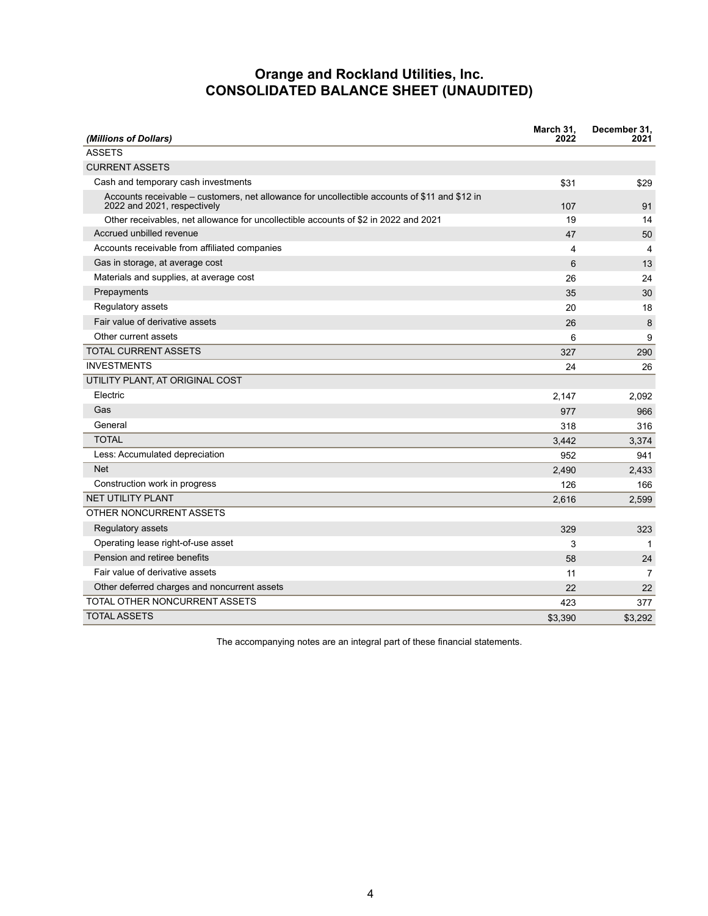# Orange and Rockland Utilities, Inc.
# CONSOLIDATED BALANCE SHEET (UNAUDITED)

| *(Millions of Dollars)* | March 31, 2022 | December 31, 2021 |
|---|---|---|
| ASSETS | | |
| CURRENT ASSETS | | |
| Cash and temporary cash investments | $31 | $29 |
| Accounts receivable – customers, net allowance for uncollectible accounts of $11 and $12 in 2022 and 2021, respectively | 107 | 91 |
| Other receivables, net allowance for uncollectible accounts of $2 in 2022 and 2021 | 19 | 14 |
| Accrued unbilled revenue | 47 | 50 |
| Accounts receivable from affiliated companies | 4 | 4 |
| Gas in storage, at average cost | 6 | 13 |
| Materials and supplies, at average cost | 26 | 24 |
| Prepayments | 35 | 30 |
| Regulatory assets | 20 | 18 |
| Fair value of derivative assets | 26 | 8 |
| Other current assets | 6 | 9 |
| TOTAL CURRENT ASSETS | 327 | 290 |
| INVESTMENTS | 24 | 26 |
| UTILITY PLANT, AT ORIGINAL COST | | |
| Electric | 2,147 | 2,092 |
| Gas | 977 | 966 |
| General | 318 | 316 |
| TOTAL | 3,442 | 3,374 |
| Less: Accumulated depreciation | 952 | 941 |
| Net | 2,490 | 2,433 |
| Construction work in progress | 126 | 166 |
| NET UTILITY PLANT | 2,616 | 2,599 |
| OTHER NONCURRENT ASSETS | | |
| Regulatory assets | 329 | 323 |
| Operating lease right-of-use asset | 3 | 1 |
| Pension and retiree benefits | 58 | 24 |
| Fair value of derivative assets | 11 | 7 |
| Other deferred charges and noncurrent assets | 22 | 22 |
| TOTAL OTHER NONCURRENT ASSETS | 423 | 377 |
| TOTAL ASSETS | $3,390 | $3,292 |

The accompanying notes are an integral part of these financial statements.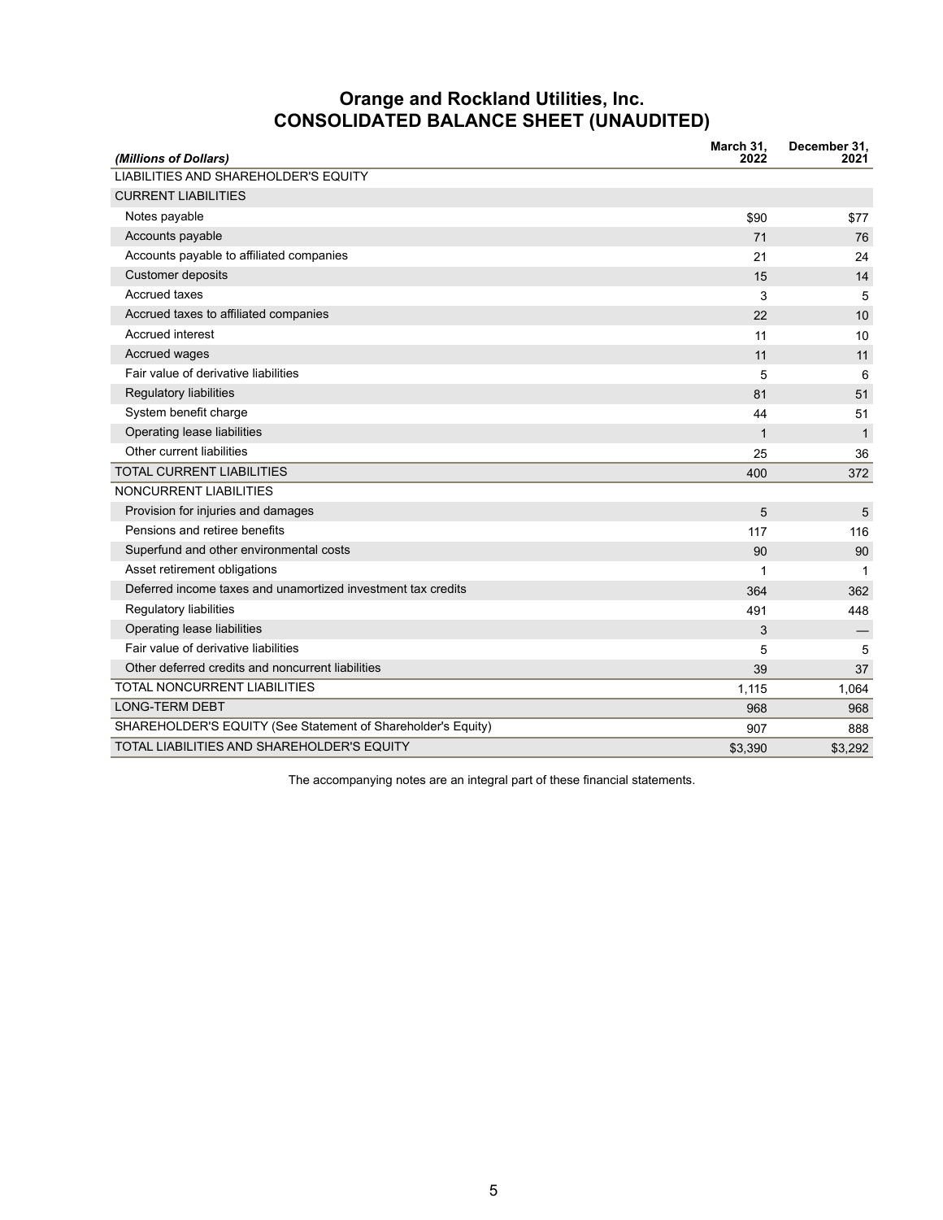# Orange and Rockland Utilities, Inc.
## CONSOLIDATED BALANCE SHEET (UNAUDITED)

| *(Millions of Dollars)* | March 31, 2022 | December 31, 2021 |
|---|---|---|
| LIABILITIES AND SHAREHOLDER'S EQUITY | | |
| CURRENT LIABILITIES | | |
| Notes payable | $90 | $77 |
| Accounts payable | 71 | 76 |
| Accounts payable to affiliated companies | 21 | 24 |
| Customer deposits | 15 | 14 |
| Accrued taxes | 3 | 5 |
| Accrued taxes to affiliated companies | 22 | 10 |
| Accrued interest | 11 | 10 |
| Accrued wages | 11 | 11 |
| Fair value of derivative liabilities | 5 | 6 |
| Regulatory liabilities | 81 | 51 |
| System benefit charge | 44 | 51 |
| Operating lease liabilities | 1 | 1 |
| Other current liabilities | 25 | 36 |
| TOTAL CURRENT LIABILITIES | 400 | 372 |
| NONCURRENT LIABILITIES | | |
| Provision for injuries and damages | 5 | 5 |
| Pensions and retiree benefits | 117 | 116 |
| Superfund and other environmental costs | 90 | 90 |
| Asset retirement obligations | 1 | 1 |
| Deferred income taxes and unamortized investment tax credits | 364 | 362 |
| Regulatory liabilities | 491 | 448 |
| Operating lease liabilities | 3 | — |
| Fair value of derivative liabilities | 5 | 5 |
| Other deferred credits and noncurrent liabilities | 39 | 37 |
| TOTAL NONCURRENT LIABILITIES | 1,115 | 1,064 |
| LONG-TERM DEBT | 968 | 968 |
| SHAREHOLDER'S EQUITY (See Statement of Shareholder's Equity) | 907 | 888 |
| TOTAL LIABILITIES AND SHAREHOLDER'S EQUITY | $3,390 | $3,292 |

The accompanying notes are an integral part of these financial statements.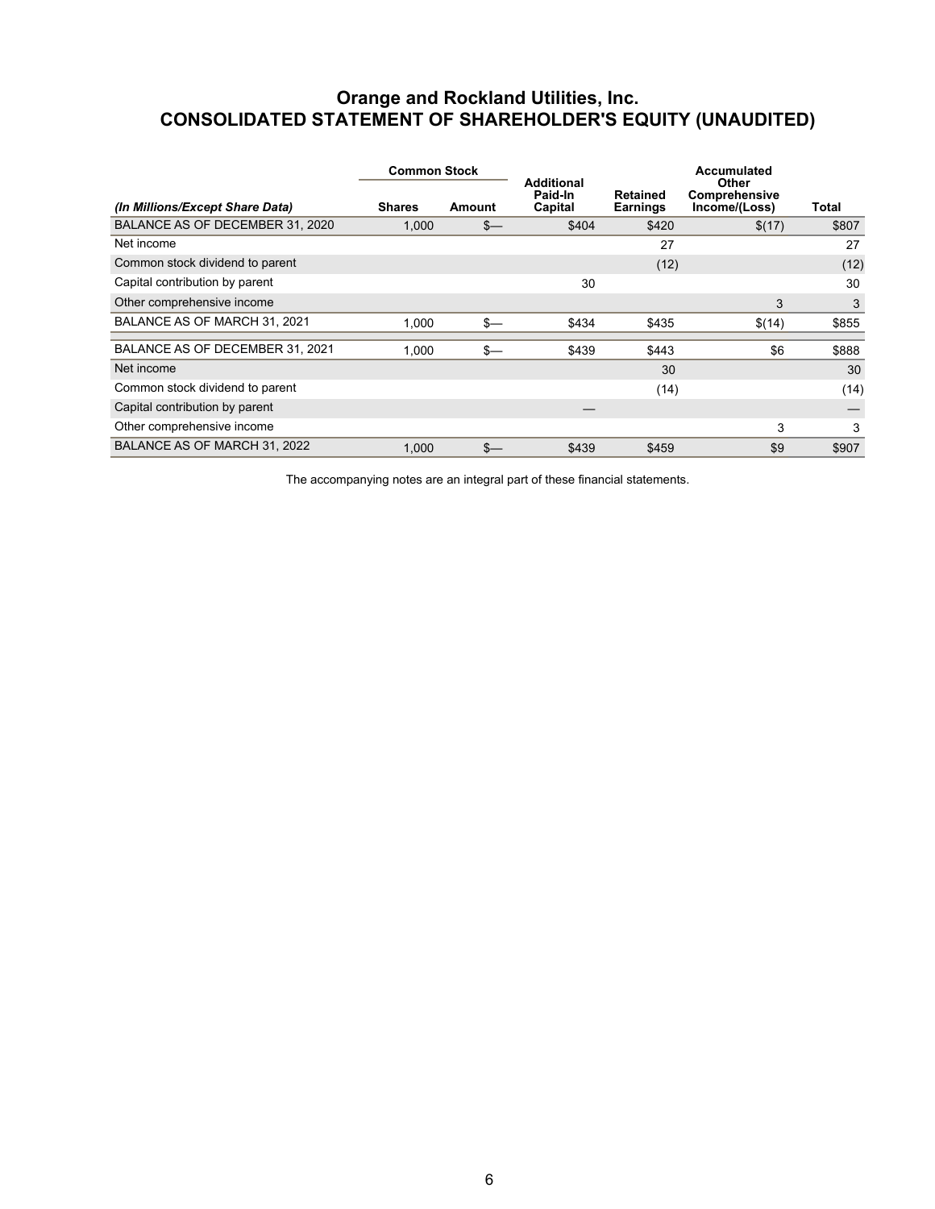# Orange and Rockland Utilities, Inc.
# CONSOLIDATED STATEMENT OF SHAREHOLDER'S EQUITY (UNAUDITED)

| *(In Millions/Except Share Data)* | Common Stock Shares | Common Stock Amount | Additional Paid-In Capital | Retained Earnings | Accumulated Other Comprehensive Income/(Loss) | Total |
|---|---|---|---|---|---|---|
| BALANCE AS OF DECEMBER 31, 2020 | 1,000 | $— | $404 | $420 | $(17) | $807 |
| Net income | | | | 27 | | 27 |
| Common stock dividend to parent | | | | (12) | | (12) |
| Capital contribution by parent | | | 30 | | | 30 |
| Other comprehensive income | | | | | 3 | 3 |
| BALANCE AS OF MARCH 31, 2021 | 1,000 | $— | $434 | $435 | $(14) | $855 |
| BALANCE AS OF DECEMBER 31, 2021 | 1,000 | $— | $439 | $443 | $6 | $888 |
| Net income | | | | 30 | | 30 |
| Common stock dividend to parent | | | | (14) | | (14) |
| Capital contribution by parent | | | — | | | — |
| Other comprehensive income | | | | | 3 | 3 |
| BALANCE AS OF MARCH 31, 2022 | 1,000 | $— | $439 | $459 | $9 | $907 |

The accompanying notes are an integral part of these financial statements.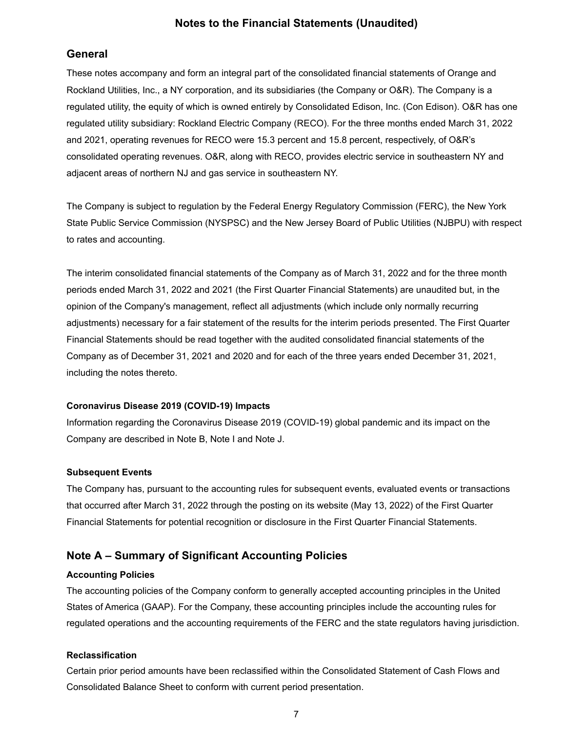# Notes to the Financial Statements (Unaudited)

## General

These notes accompany and form an integral part of the consolidated financial statements of Orange and Rockland Utilities, Inc., a NY corporation, and its subsidiaries (the Company or O&R). The Company is a regulated utility, the equity of which is owned entirely by Consolidated Edison, Inc. (Con Edison). O&R has one regulated utility subsidiary: Rockland Electric Company (RECO). For the three months ended March 31, 2022 and 2021, operating revenues for RECO were 15.3 percent and 15.8 percent, respectively, of O&R's consolidated operating revenues. O&R, along with RECO, provides electric service in southeastern NY and adjacent areas of northern NJ and gas service in southeastern NY.

The Company is subject to regulation by the Federal Energy Regulatory Commission (FERC), the New York State Public Service Commission (NYSPSC) and the New Jersey Board of Public Utilities (NJBPU) with respect to rates and accounting.

The interim consolidated financial statements of the Company as of March 31, 2022 and for the three month periods ended March 31, 2022 and 2021 (the First Quarter Financial Statements) are unaudited but, in the opinion of the Company's management, reflect all adjustments (which include only normally recurring adjustments) necessary for a fair statement of the results for the interim periods presented. The First Quarter Financial Statements should be read together with the audited consolidated financial statements of the Company as of December 31, 2021 and 2020 and for each of the three years ended December 31, 2021, including the notes thereto.

### Coronavirus Disease 2019 (COVID-19) Impacts

Information regarding the Coronavirus Disease 2019 (COVID-19) global pandemic and its impact on the Company are described in Note B, Note I and Note J.

### Subsequent Events

The Company has, pursuant to the accounting rules for subsequent events, evaluated events or transactions that occurred after March 31, 2022 through the posting on its website (May 13, 2022) of the First Quarter Financial Statements for potential recognition or disclosure in the First Quarter Financial Statements.

## Note A – Summary of Significant Accounting Policies

### Accounting Policies

The accounting policies of the Company conform to generally accepted accounting principles in the United States of America (GAAP). For the Company, these accounting principles include the accounting rules for regulated operations and the accounting requirements of the FERC and the state regulators having jurisdiction.

### Reclassification

Certain prior period amounts have been reclassified within the Consolidated Statement of Cash Flows and Consolidated Balance Sheet to conform with current period presentation.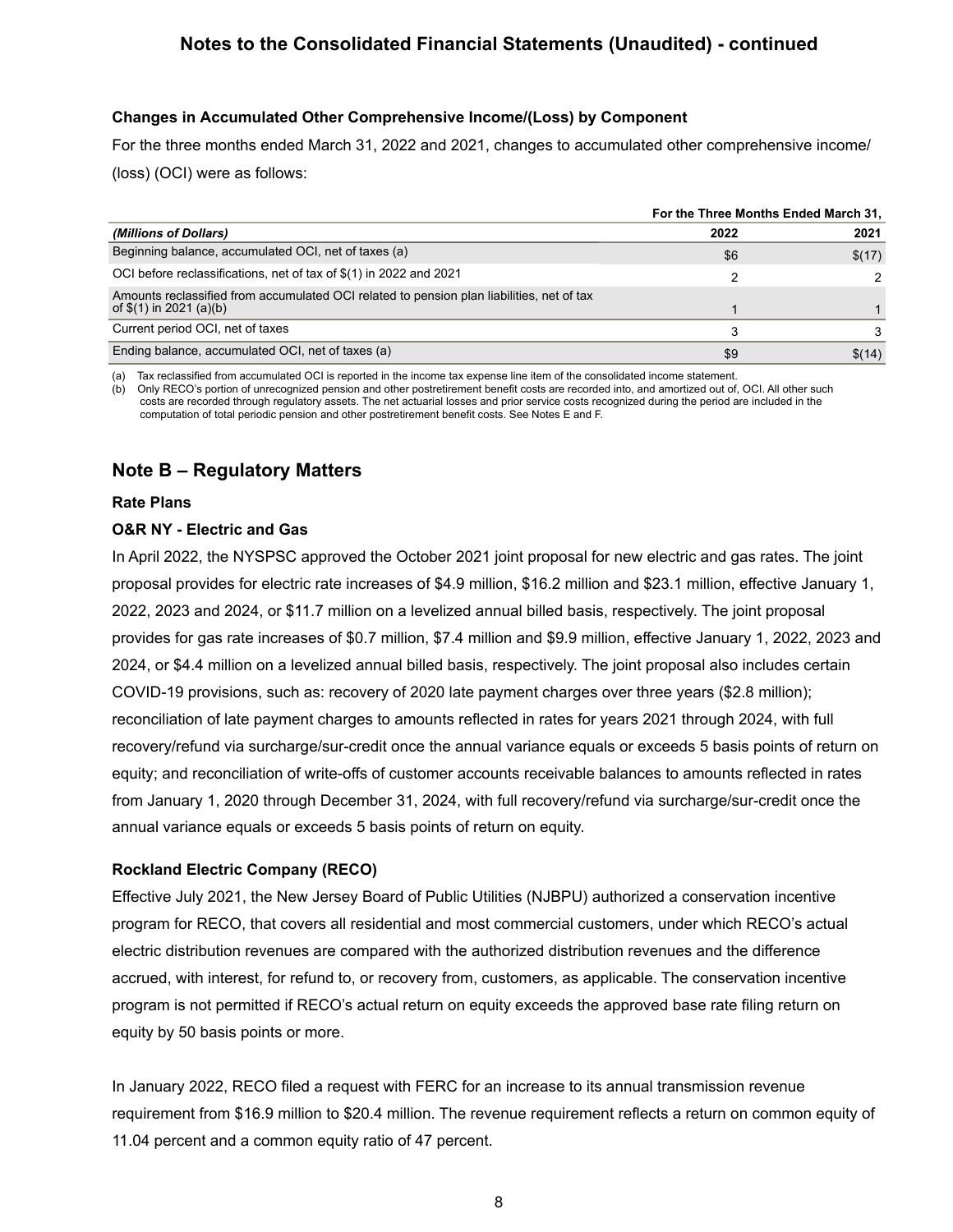## Notes to the Consolidated Financial Statements (Unaudited) - continued

### Changes in Accumulated Other Comprehensive Income/(Loss) by Component

For the three months ended March 31, 2022 and 2021, changes to accumulated other comprehensive income/(loss) (OCI) were as follows:

| | For the Three Months Ended March 31, | |
|---|---|---|
| *(Millions of Dollars)* | 2022 | 2021 |
| Beginning balance, accumulated OCI, net of taxes (a) | $6 | $(17) |
| OCI before reclassifications, net of tax of $(1) in 2022 and 2021 | 2 | 2 |
| Amounts reclassified from accumulated OCI related to pension plan liabilities, net of tax of $(1) in 2021 (a)(b) | 1 | 1 |
| Current period OCI, net of taxes | 3 | 3 |
| Ending balance, accumulated OCI, net of taxes (a) | $9 | $(14) |

(a) Tax reclassified from accumulated OCI is reported in the income tax expense line item of the consolidated income statement.
(b) Only RECO's portion of unrecognized pension and other postretirement benefit costs are recorded into, and amortized out of, OCI. All other such costs are recorded through regulatory assets. The net actuarial losses and prior service costs recognized during the period are included in the computation of total periodic pension and other postretirement benefit costs. See Notes E and F.

## Note B – Regulatory Matters

### Rate Plans

### O&R NY - Electric and Gas

In April 2022, the NYSPSC approved the October 2021 joint proposal for new electric and gas rates. The joint proposal provides for electric rate increases of $4.9 million, $16.2 million and $23.1 million, effective January 1, 2022, 2023 and 2024, or $11.7 million on a levelized annual billed basis, respectively. The joint proposal provides for gas rate increases of $0.7 million, $7.4 million and $9.9 million, effective January 1, 2022, 2023 and 2024, or $4.4 million on a levelized annual billed basis, respectively. The joint proposal also includes certain COVID-19 provisions, such as: recovery of 2020 late payment charges over three years ($2.8 million); reconciliation of late payment charges to amounts reflected in rates for years 2021 through 2024, with full recovery/refund via surcharge/sur-credit once the annual variance equals or exceeds 5 basis points of return on equity; and reconciliation of write-offs of customer accounts receivable balances to amounts reflected in rates from January 1, 2020 through December 31, 2024, with full recovery/refund via surcharge/sur-credit once the annual variance equals or exceeds 5 basis points of return on equity.

### Rockland Electric Company (RECO)

Effective July 2021, the New Jersey Board of Public Utilities (NJBPU) authorized a conservation incentive program for RECO, that covers all residential and most commercial customers, under which RECO's actual electric distribution revenues are compared with the authorized distribution revenues and the difference accrued, with interest, for refund to, or recovery from, customers, as applicable. The conservation incentive program is not permitted if RECO's actual return on equity exceeds the approved base rate filing return on equity by 50 basis points or more.

In January 2022, RECO filed a request with FERC for an increase to its annual transmission revenue requirement from $16.9 million to $20.4 million. The revenue requirement reflects a return on common equity of 11.04 percent and a common equity ratio of 47 percent.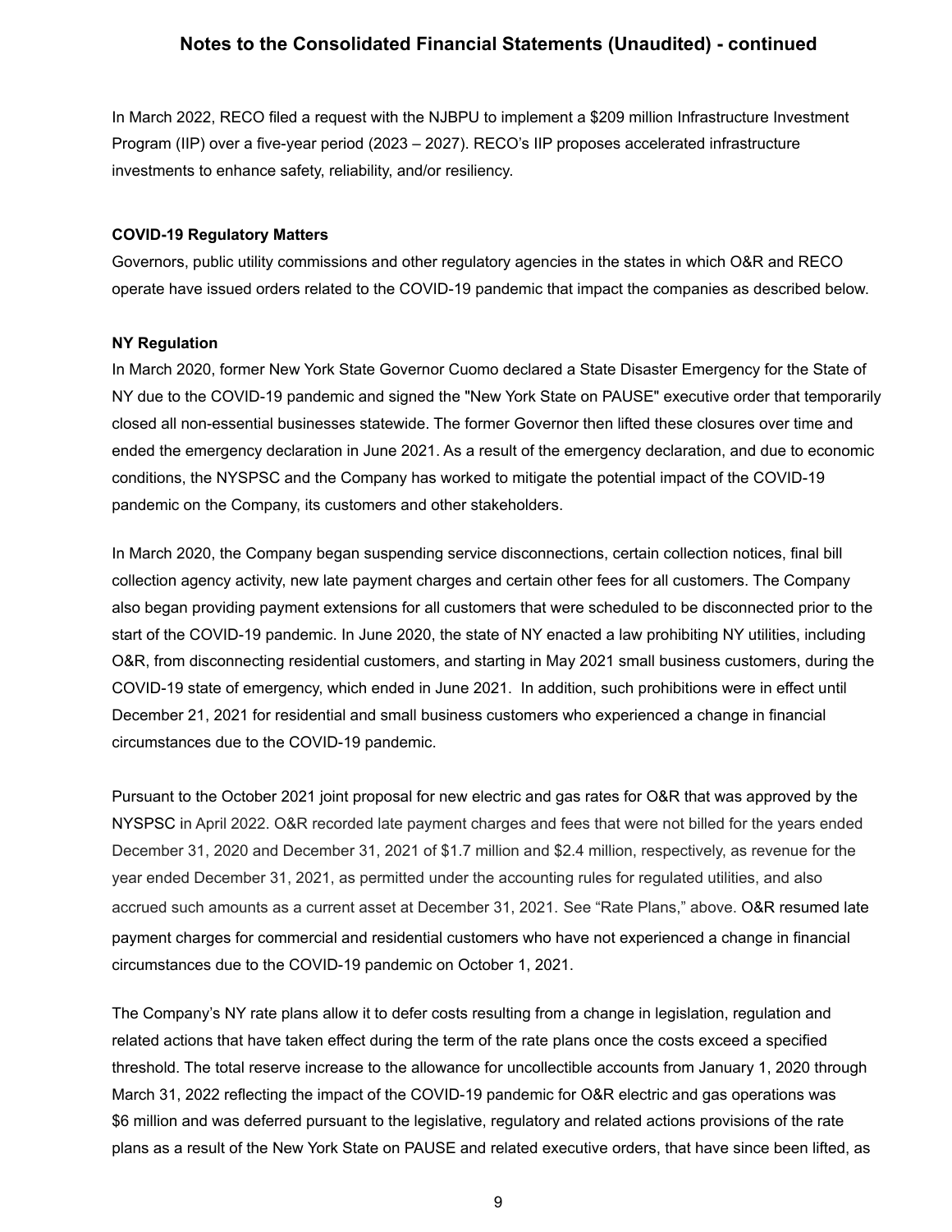## Notes to the Consolidated Financial Statements (Unaudited) - continued

In March 2022, RECO filed a request with the NJBPU to implement a $209 million Infrastructure Investment Program (IIP) over a five-year period (2023 – 2027). RECO's IIP proposes accelerated infrastructure investments to enhance safety, reliability, and/or resiliency.

**COVID-19 Regulatory Matters**

Governors, public utility commissions and other regulatory agencies in the states in which O&R and RECO operate have issued orders related to the COVID-19 pandemic that impact the companies as described below.

**NY Regulation**

In March 2020, former New York State Governor Cuomo declared a State Disaster Emergency for the State of NY due to the COVID-19 pandemic and signed the "New York State on PAUSE" executive order that temporarily closed all non-essential businesses statewide. The former Governor then lifted these closures over time and ended the emergency declaration in June 2021. As a result of the emergency declaration, and due to economic conditions, the NYSPSC and the Company has worked to mitigate the potential impact of the COVID-19 pandemic on the Company, its customers and other stakeholders.

In March 2020, the Company began suspending service disconnections, certain collection notices, final bill collection agency activity, new late payment charges and certain other fees for all customers. The Company also began providing payment extensions for all customers that were scheduled to be disconnected prior to the start of the COVID-19 pandemic. In June 2020, the state of NY enacted a law prohibiting NY utilities, including O&R, from disconnecting residential customers, and starting in May 2021 small business customers, during the COVID-19 state of emergency, which ended in June 2021. In addition, such prohibitions were in effect until December 21, 2021 for residential and small business customers who experienced a change in financial circumstances due to the COVID-19 pandemic.

Pursuant to the October 2021 joint proposal for new electric and gas rates for O&R that was approved by the NYSPSC in April 2022. O&R recorded late payment charges and fees that were not billed for the years ended December 31, 2020 and December 31, 2021 of $1.7 million and $2.4 million, respectively, as revenue for the year ended December 31, 2021, as permitted under the accounting rules for regulated utilities, and also accrued such amounts as a current asset at December 31, 2021. See "Rate Plans," above. O&R resumed late payment charges for commercial and residential customers who have not experienced a change in financial circumstances due to the COVID-19 pandemic on October 1, 2021.

The Company's NY rate plans allow it to defer costs resulting from a change in legislation, regulation and related actions that have taken effect during the term of the rate plans once the costs exceed a specified threshold. The total reserve increase to the allowance for uncollectible accounts from January 1, 2020 through March 31, 2022 reflecting the impact of the COVID-19 pandemic for O&R electric and gas operations was $6 million and was deferred pursuant to the legislative, regulatory and related actions provisions of the rate plans as a result of the New York State on PAUSE and related executive orders, that have since been lifted, as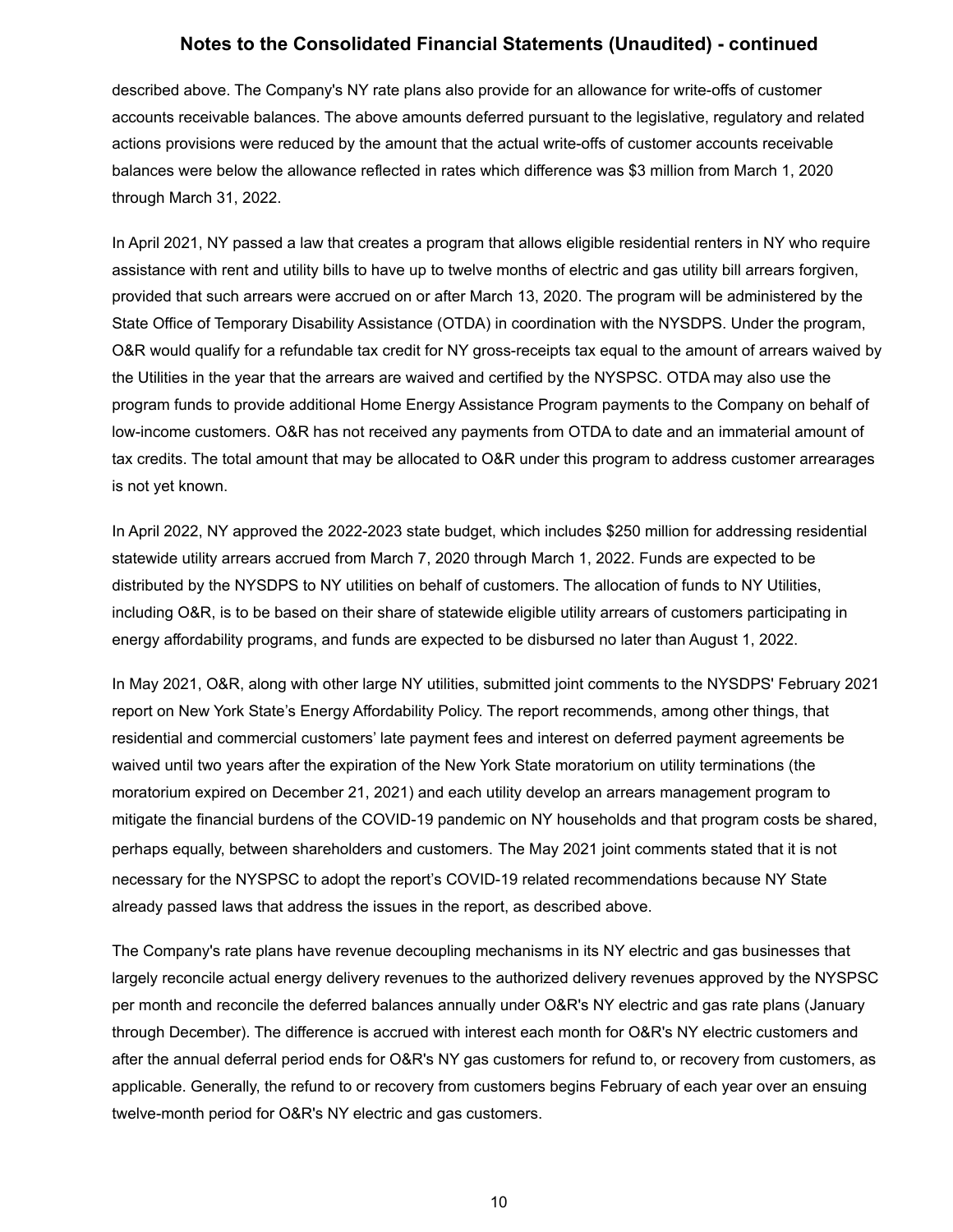described above. The Company's NY rate plans also provide for an allowance for write-offs of customer accounts receivable balances. The above amounts deferred pursuant to the legislative, regulatory and related actions provisions were reduced by the amount that the actual write-offs of customer accounts receivable balances were below the allowance reflected in rates which difference was $3 million from March 1, 2020 through March 31, 2022.

In April 2021, NY passed a law that creates a program that allows eligible residential renters in NY who require assistance with rent and utility bills to have up to twelve months of electric and gas utility bill arrears forgiven, provided that such arrears were accrued on or after March 13, 2020. The program will be administered by the State Office of Temporary Disability Assistance (OTDA) in coordination with the NYSDPS. Under the program, O&R would qualify for a refundable tax credit for NY gross-receipts tax equal to the amount of arrears waived by the Utilities in the year that the arrears are waived and certified by the NYSPSC. OTDA may also use the program funds to provide additional Home Energy Assistance Program payments to the Company on behalf of low-income customers. O&R has not received any payments from OTDA to date and an immaterial amount of tax credits. The total amount that may be allocated to O&R under this program to address customer arrearages is not yet known.

In April 2022, NY approved the 2022-2023 state budget, which includes $250 million for addressing residential statewide utility arrears accrued from March 7, 2020 through March 1, 2022. Funds are expected to be distributed by the NYSDPS to NY utilities on behalf of customers. The allocation of funds to NY Utilities, including O&R, is to be based on their share of statewide eligible utility arrears of customers participating in energy affordability programs, and funds are expected to be disbursed no later than August 1, 2022.

In May 2021, O&R, along with other large NY utilities, submitted joint comments to the NYSDPS' February 2021 report on New York State's Energy Affordability Policy. The report recommends, among other things, that residential and commercial customers' late payment fees and interest on deferred payment agreements be waived until two years after the expiration of the New York State moratorium on utility terminations (the moratorium expired on December 21, 2021) and each utility develop an arrears management program to mitigate the financial burdens of the COVID-19 pandemic on NY households and that program costs be shared, perhaps equally, between shareholders and customers. The May 2021 joint comments stated that it is not necessary for the NYSPSC to adopt the report's COVID-19 related recommendations because NY State already passed laws that address the issues in the report, as described above.

The Company's rate plans have revenue decoupling mechanisms in its NY electric and gas businesses that largely reconcile actual energy delivery revenues to the authorized delivery revenues approved by the NYSPSC per month and reconcile the deferred balances annually under O&R's NY electric and gas rate plans (January through December). The difference is accrued with interest each month for O&R's NY electric customers and after the annual deferral period ends for O&R's NY gas customers for refund to, or recovery from customers, as applicable. Generally, the refund to or recovery from customers begins February of each year over an ensuing twelve-month period for O&R's NY electric and gas customers.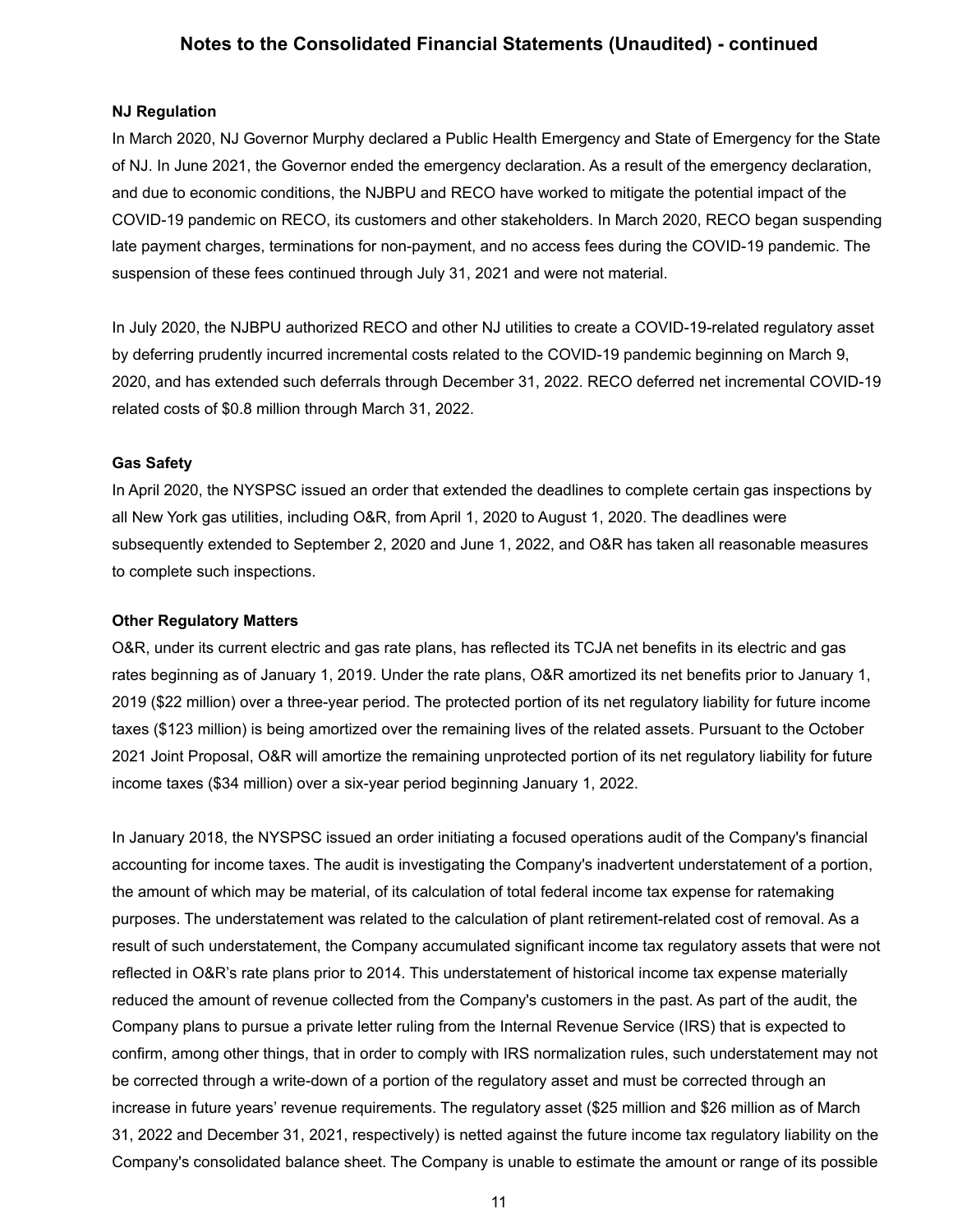## NJ Regulation

In March 2020, NJ Governor Murphy declared a Public Health Emergency and State of Emergency for the State of NJ. In June 2021, the Governor ended the emergency declaration. As a result of the emergency declaration, and due to economic conditions, the NJBPU and RECO have worked to mitigate the potential impact of the COVID-19 pandemic on RECO, its customers and other stakeholders. In March 2020, RECO began suspending late payment charges, terminations for non-payment, and no access fees during the COVID-19 pandemic. The suspension of these fees continued through July 31, 2021 and were not material.

In July 2020, the NJBPU authorized RECO and other NJ utilities to create a COVID-19-related regulatory asset by deferring prudently incurred incremental costs related to the COVID-19 pandemic beginning on March 9, 2020, and has extended such deferrals through December 31, 2022. RECO deferred net incremental COVID-19 related costs of $0.8 million through March 31, 2022.

## Gas Safety

In April 2020, the NYSPSC issued an order that extended the deadlines to complete certain gas inspections by all New York gas utilities, including O&R, from April 1, 2020 to August 1, 2020. The deadlines were subsequently extended to September 2, 2020 and June 1, 2022, and O&R has taken all reasonable measures to complete such inspections.

## Other Regulatory Matters

O&R, under its current electric and gas rate plans, has reflected its TCJA net benefits in its electric and gas rates beginning as of January 1, 2019. Under the rate plans, O&R amortized its net benefits prior to January 1, 2019 ($22 million) over a three-year period. The protected portion of its net regulatory liability for future income taxes ($123 million) is being amortized over the remaining lives of the related assets. Pursuant to the October 2021 Joint Proposal, O&R will amortize the remaining unprotected portion of its net regulatory liability for future income taxes ($34 million) over a six-year period beginning January 1, 2022.

In January 2018, the NYSPSC issued an order initiating a focused operations audit of the Company's financial accounting for income taxes. The audit is investigating the Company's inadvertent understatement of a portion, the amount of which may be material, of its calculation of total federal income tax expense for ratemaking purposes. The understatement was related to the calculation of plant retirement-related cost of removal. As a result of such understatement, the Company accumulated significant income tax regulatory assets that were not reflected in O&R's rate plans prior to 2014. This understatement of historical income tax expense materially reduced the amount of revenue collected from the Company's customers in the past. As part of the audit, the Company plans to pursue a private letter ruling from the Internal Revenue Service (IRS) that is expected to confirm, among other things, that in order to comply with IRS normalization rules, such understatement may not be corrected through a write-down of a portion of the regulatory asset and must be corrected through an increase in future years' revenue requirements. The regulatory asset ($25 million and $26 million as of March 31, 2022 and December 31, 2021, respectively) is netted against the future income tax regulatory liability on the Company's consolidated balance sheet. The Company is unable to estimate the amount or range of its possible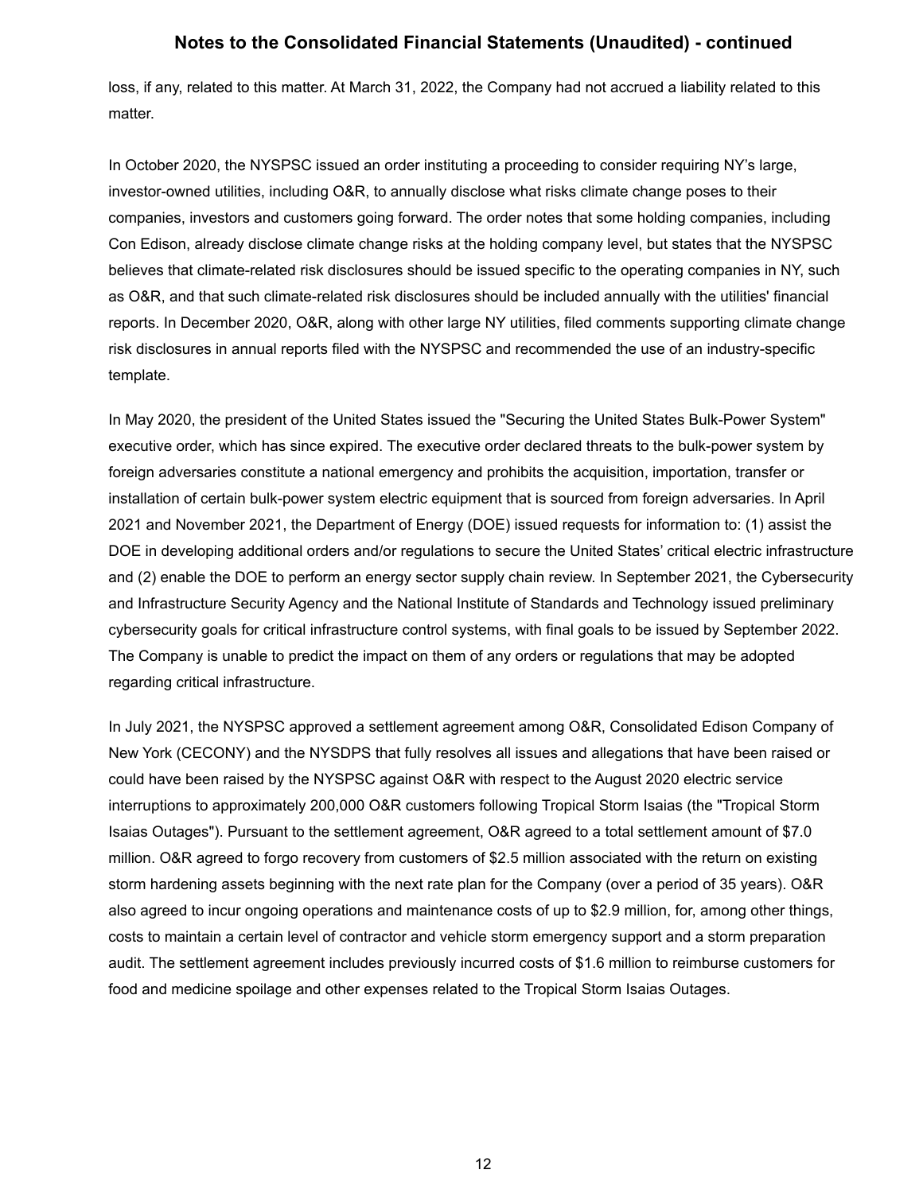loss, if any, related to this matter. At March 31, 2022, the Company had not accrued a liability related to this matter.

In October 2020, the NYSPSC issued an order instituting a proceeding to consider requiring NY's large, investor-owned utilities, including O&R, to annually disclose what risks climate change poses to their companies, investors and customers going forward. The order notes that some holding companies, including Con Edison, already disclose climate change risks at the holding company level, but states that the NYSPSC believes that climate-related risk disclosures should be issued specific to the operating companies in NY, such as O&R, and that such climate-related risk disclosures should be included annually with the utilities' financial reports. In December 2020, O&R, along with other large NY utilities, filed comments supporting climate change risk disclosures in annual reports filed with the NYSPSC and recommended the use of an industry-specific template.

In May 2020, the president of the United States issued the "Securing the United States Bulk-Power System" executive order, which has since expired. The executive order declared threats to the bulk-power system by foreign adversaries constitute a national emergency and prohibits the acquisition, importation, transfer or installation of certain bulk-power system electric equipment that is sourced from foreign adversaries. In April 2021 and November 2021, the Department of Energy (DOE) issued requests for information to: (1) assist the DOE in developing additional orders and/or regulations to secure the United States' critical electric infrastructure and (2) enable the DOE to perform an energy sector supply chain review. In September 2021, the Cybersecurity and Infrastructure Security Agency and the National Institute of Standards and Technology issued preliminary cybersecurity goals for critical infrastructure control systems, with final goals to be issued by September 2022. The Company is unable to predict the impact on them of any orders or regulations that may be adopted regarding critical infrastructure.

In July 2021, the NYSPSC approved a settlement agreement among O&R, Consolidated Edison Company of New York (CECONY) and the NYSDPS that fully resolves all issues and allegations that have been raised or could have been raised by the NYSPSC against O&R with respect to the August 2020 electric service interruptions to approximately 200,000 O&R customers following Tropical Storm Isaias (the "Tropical Storm Isaias Outages"). Pursuant to the settlement agreement, O&R agreed to a total settlement amount of $7.0 million. O&R agreed to forgo recovery from customers of $2.5 million associated with the return on existing storm hardening assets beginning with the next rate plan for the Company (over a period of 35 years). O&R also agreed to incur ongoing operations and maintenance costs of up to $2.9 million, for, among other things, costs to maintain a certain level of contractor and vehicle storm emergency support and a storm preparation audit. The settlement agreement includes previously incurred costs of $1.6 million to reimburse customers for food and medicine spoilage and other expenses related to the Tropical Storm Isaias Outages.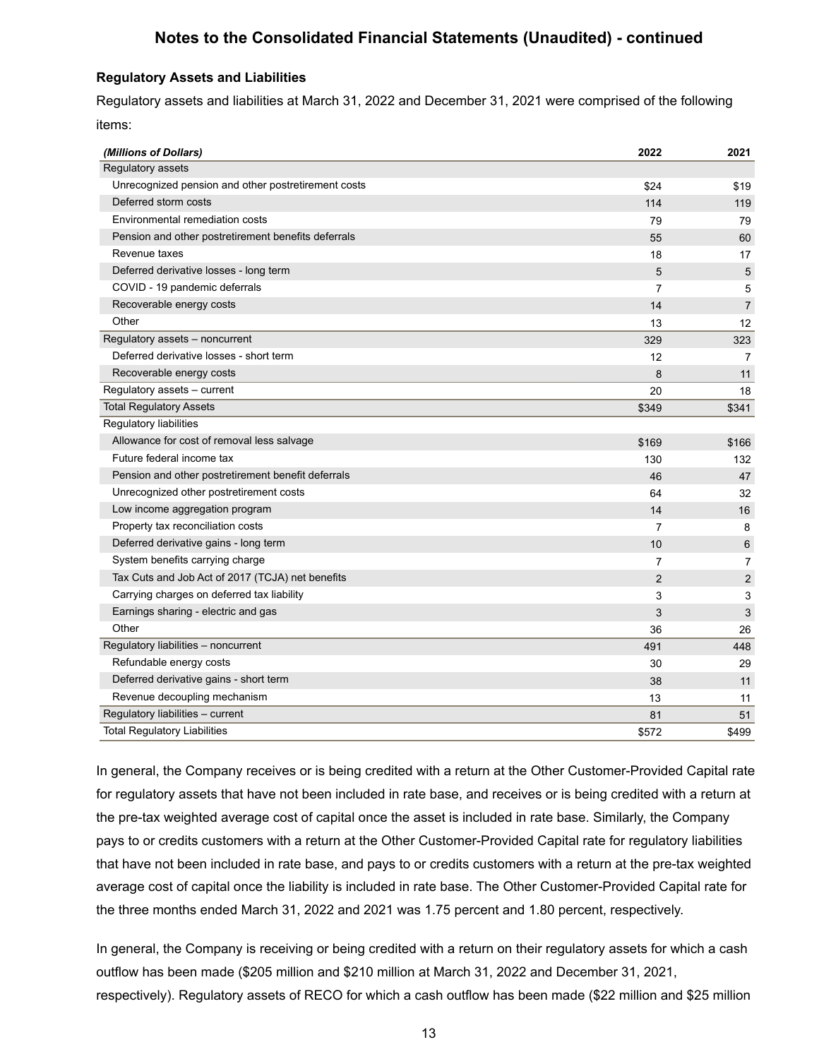## Notes to the Consolidated Financial Statements (Unaudited) - continued

### Regulatory Assets and Liabilities

Regulatory assets and liabilities at March 31, 2022 and December 31, 2021 were comprised of the following items:

| *(Millions of Dollars)* | 2022 | 2021 |
|---|---|---|
| Regulatory assets | | |
| Unrecognized pension and other postretirement costs | $24 | $19 |
| Deferred storm costs | 114 | 119 |
| Environmental remediation costs | 79 | 79 |
| Pension and other postretirement benefits deferrals | 55 | 60 |
| Revenue taxes | 18 | 17 |
| Deferred derivative losses - long term | 5 | 5 |
| COVID - 19 pandemic deferrals | 7 | 5 |
| Recoverable energy costs | 14 | 7 |
| Other | 13 | 12 |
| Regulatory assets – noncurrent | 329 | 323 |
| Deferred derivative losses - short term | 12 | 7 |
| Recoverable energy costs | 8 | 11 |
| Regulatory assets – current | 20 | 18 |
| Total Regulatory Assets | $349 | $341 |
| Regulatory liabilities | | |
| Allowance for cost of removal less salvage | $169 | $166 |
| Future federal income tax | 130 | 132 |
| Pension and other postretirement benefit deferrals | 46 | 47 |
| Unrecognized other postretirement costs | 64 | 32 |
| Low income aggregation program | 14 | 16 |
| Property tax reconciliation costs | 7 | 8 |
| Deferred derivative gains - long term | 10 | 6 |
| System benefits carrying charge | 7 | 7 |
| Tax Cuts and Job Act of 2017 (TCJA) net benefits | 2 | 2 |
| Carrying charges on deferred tax liability | 3 | 3 |
| Earnings sharing - electric and gas | 3 | 3 |
| Other | 36 | 26 |
| Regulatory liabilities – noncurrent | 491 | 448 |
| Refundable energy costs | 30 | 29 |
| Deferred derivative gains - short term | 38 | 11 |
| Revenue decoupling mechanism | 13 | 11 |
| Regulatory liabilities – current | 81 | 51 |
| Total Regulatory Liabilities | $572 | $499 |

In general, the Company receives or is being credited with a return at the Other Customer-Provided Capital rate for regulatory assets that have not been included in rate base, and receives or is being credited with a return at the pre-tax weighted average cost of capital once the asset is included in rate base. Similarly, the Company pays to or credits customers with a return at the Other Customer-Provided Capital rate for regulatory liabilities that have not been included in rate base, and pays to or credits customers with a return at the pre-tax weighted average cost of capital once the liability is included in rate base. The Other Customer-Provided Capital rate for the three months ended March 31, 2022 and 2021 was 1.75 percent and 1.80 percent, respectively.

In general, the Company is receiving or being credited with a return on their regulatory assets for which a cash outflow has been made ($205 million and $210 million at March 31, 2022 and December 31, 2021, respectively). Regulatory assets of RECO for which a cash outflow has been made ($22 million and $25 million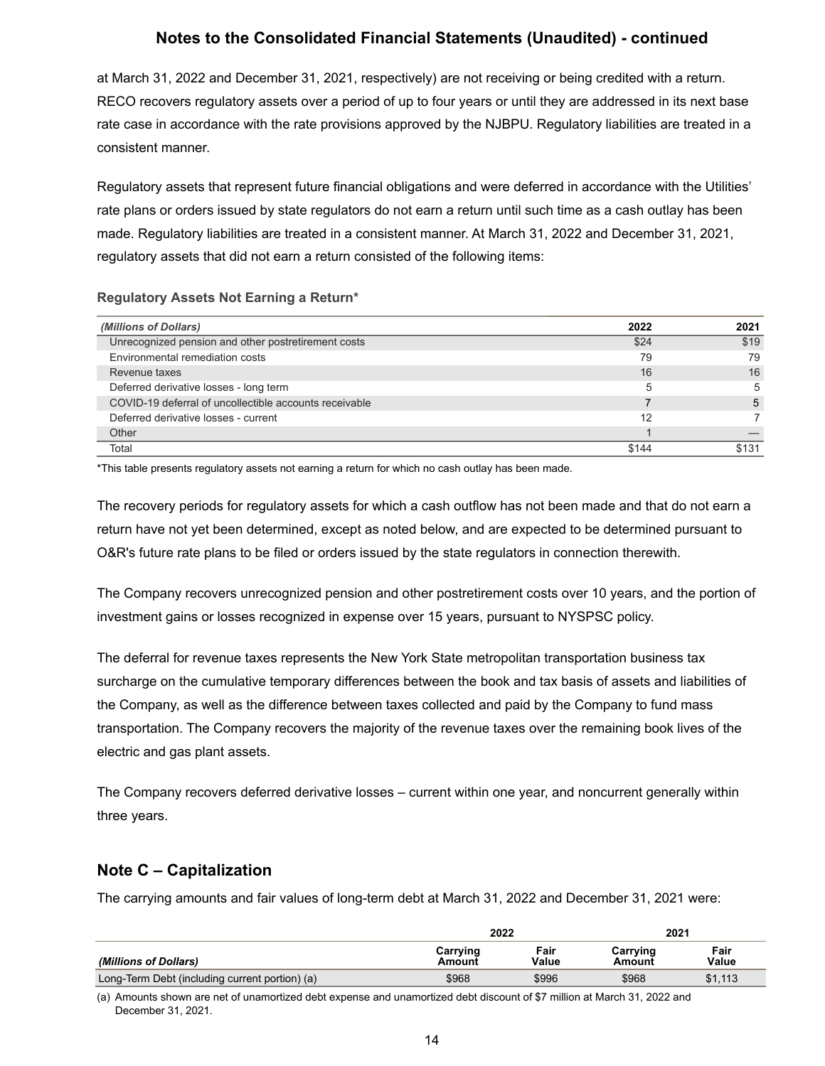at March 31, 2022 and December 31, 2021, respectively) are not receiving or being credited with a return. RECO recovers regulatory assets over a period of up to four years or until they are addressed in its next base rate case in accordance with the rate provisions approved by the NJBPU. Regulatory liabilities are treated in a consistent manner.

Regulatory assets that represent future financial obligations and were deferred in accordance with the Utilities' rate plans or orders issued by state regulators do not earn a return until such time as a cash outlay has been made. Regulatory liabilities are treated in a consistent manner. At March 31, 2022 and December 31, 2021, regulatory assets that did not earn a return consisted of the following items:

**Regulatory Assets Not Earning a Return***

| *(Millions of Dollars)* | 2022 | 2021 |
|---|---|---|
| Unrecognized pension and other postretirement costs | $24 | $19 |
| Environmental remediation costs | 79 | 79 |
| Revenue taxes | 16 | 16 |
| Deferred derivative losses - long term | 5 | 5 |
| COVID-19 deferral of uncollectible accounts receivable | 7 | 5 |
| Deferred derivative losses - current | 12 | 7 |
| Other | 1 | — |
| Total | $144 | $131 |

*This table presents regulatory assets not earning a return for which no cash outlay has been made.

The recovery periods for regulatory assets for which a cash outflow has not been made and that do not earn a return have not yet been determined, except as noted below, and are expected to be determined pursuant to O&R's future rate plans to be filed or orders issued by the state regulators in connection therewith.

The Company recovers unrecognized pension and other postretirement costs over 10 years, and the portion of investment gains or losses recognized in expense over 15 years, pursuant to NYSPSC policy.

The deferral for revenue taxes represents the New York State metropolitan transportation business tax surcharge on the cumulative temporary differences between the book and tax basis of assets and liabilities of the Company, as well as the difference between taxes collected and paid by the Company to fund mass transportation. The Company recovers the majority of the revenue taxes over the remaining book lives of the electric and gas plant assets.

The Company recovers deferred derivative losses – current within one year, and noncurrent generally within three years.

## Note C – Capitalization

The carrying amounts and fair values of long-term debt at March 31, 2022 and December 31, 2021 were:

| | 2022 | | 2021 | |
|---|---|---|---|---|
| *(Millions of Dollars)* | Carrying Amount | Fair Value | Carrying Amount | Fair Value |
| Long-Term Debt (including current portion) (a) | $968 | $996 | $968 | $1,113 |

(a) Amounts shown are net of unamortized debt expense and unamortized debt discount of $7 million at March 31, 2022 and December 31, 2021.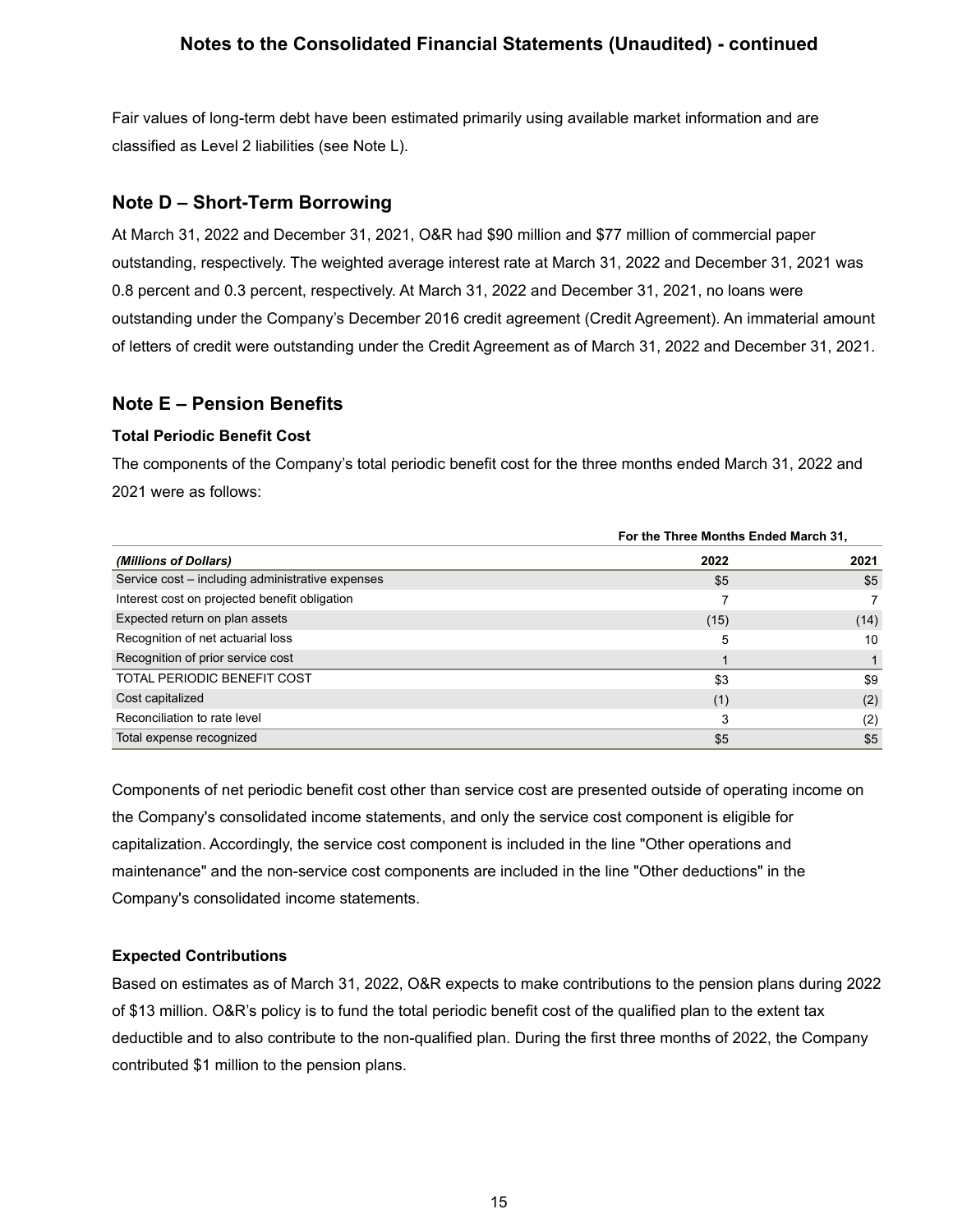Fair values of long-term debt have been estimated primarily using available market information and are classified as Level 2 liabilities (see Note L).

## Note D – Short-Term Borrowing

At March 31, 2022 and December 31, 2021, O&R had $90 million and $77 million of commercial paper outstanding, respectively. The weighted average interest rate at March 31, 2022 and December 31, 2021 was 0.8 percent and 0.3 percent, respectively. At March 31, 2022 and December 31, 2021, no loans were outstanding under the Company's December 2016 credit agreement (Credit Agreement). An immaterial amount of letters of credit were outstanding under the Credit Agreement as of March 31, 2022 and December 31, 2021.

## Note E – Pension Benefits

### Total Periodic Benefit Cost

The components of the Company's total periodic benefit cost for the three months ended March 31, 2022 and 2021 were as follows:

| | For the Three Months Ended March 31, | |
|---|---|---|
| ***(Millions of Dollars)*** | **2022** | **2021** |
| Service cost – including administrative expenses | $5 | $5 |
| Interest cost on projected benefit obligation | 7 | 7 |
| Expected return on plan assets | (15) | (14) |
| Recognition of net actuarial loss | 5 | 10 |
| Recognition of prior service cost | 1 | 1 |
| TOTAL PERIODIC BENEFIT COST | $3 | $9 |
| Cost capitalized | (1) | (2) |
| Reconciliation to rate level | 3 | (2) |
| Total expense recognized | $5 | $5 |

Components of net periodic benefit cost other than service cost are presented outside of operating income on the Company's consolidated income statements, and only the service cost component is eligible for capitalization. Accordingly, the service cost component is included in the line "Other operations and maintenance" and the non-service cost components are included in the line "Other deductions" in the Company's consolidated income statements.

### Expected Contributions

Based on estimates as of March 31, 2022, O&R expects to make contributions to the pension plans during 2022 of $13 million. O&R's policy is to fund the total periodic benefit cost of the qualified plan to the extent tax deductible and to also contribute to the non-qualified plan. During the first three months of 2022, the Company contributed $1 million to the pension plans.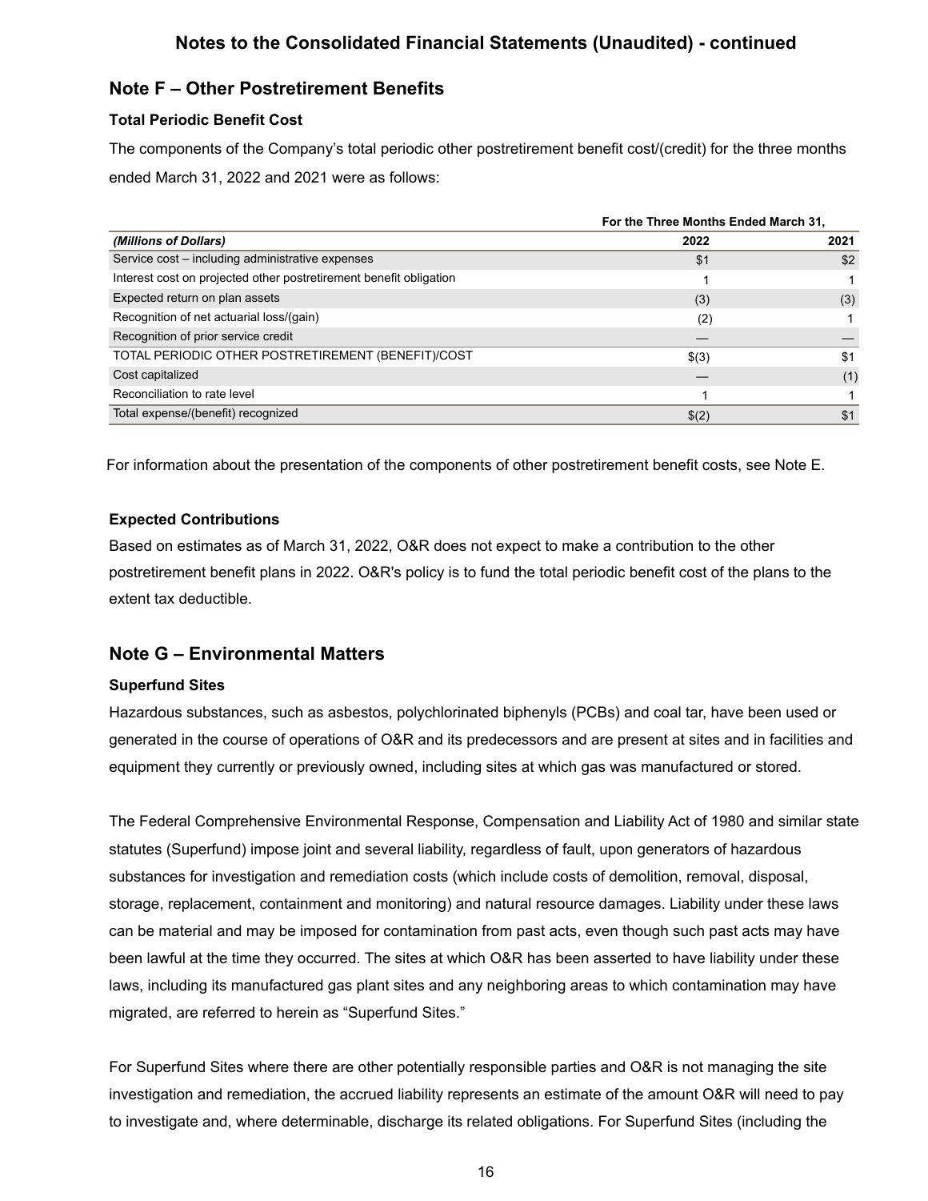# Notes to the Consolidated Financial Statements (Unaudited) - continued

## Note F – Other Postretirement Benefits

### Total Periodic Benefit Cost

The components of the Company's total periodic other postretirement benefit cost/(credit) for the three months ended March 31, 2022 and 2021 were as follows:

| | For the Three Months Ended March 31, | |
|---|---|---|
| *(Millions of Dollars)* | 2022 | 2021 |
| Service cost – including administrative expenses | $1 | $2 |
| Interest cost on projected other postretirement benefit obligation | 1 | 1 |
| Expected return on plan assets | (3) | (3) |
| Recognition of net actuarial loss/(gain) | (2) | 1 |
| Recognition of prior service credit | — | — |
| TOTAL PERIODIC OTHER POSTRETIREMENT (BENEFIT)/COST | $(3) | $1 |
| Cost capitalized | — | (1) |
| Reconciliation to rate level | 1 | 1 |
| Total expense/(benefit) recognized | $(2) | $1 |

For information about the presentation of the components of other postretirement benefit costs, see Note E.

### Expected Contributions

Based on estimates as of March 31, 2022, O&R does not expect to make a contribution to the other postretirement benefit plans in 2022. O&R's policy is to fund the total periodic benefit cost of the plans to the extent tax deductible.

## Note G – Environmental Matters

### Superfund Sites

Hazardous substances, such as asbestos, polychlorinated biphenyls (PCBs) and coal tar, have been used or generated in the course of operations of O&R and its predecessors and are present at sites and in facilities and equipment they currently or previously owned, including sites at which gas was manufactured or stored.

The Federal Comprehensive Environmental Response, Compensation and Liability Act of 1980 and similar state statutes (Superfund) impose joint and several liability, regardless of fault, upon generators of hazardous substances for investigation and remediation costs (which include costs of demolition, removal, disposal, storage, replacement, containment and monitoring) and natural resource damages. Liability under these laws can be material and may be imposed for contamination from past acts, even though such past acts may have been lawful at the time they occurred. The sites at which O&R has been asserted to have liability under these laws, including its manufactured gas plant sites and any neighboring areas to which contamination may have migrated, are referred to herein as "Superfund Sites."

For Superfund Sites where there are other potentially responsible parties and O&R is not managing the site investigation and remediation, the accrued liability represents an estimate of the amount O&R will need to pay to investigate and, where determinable, discharge its related obligations. For Superfund Sites (including the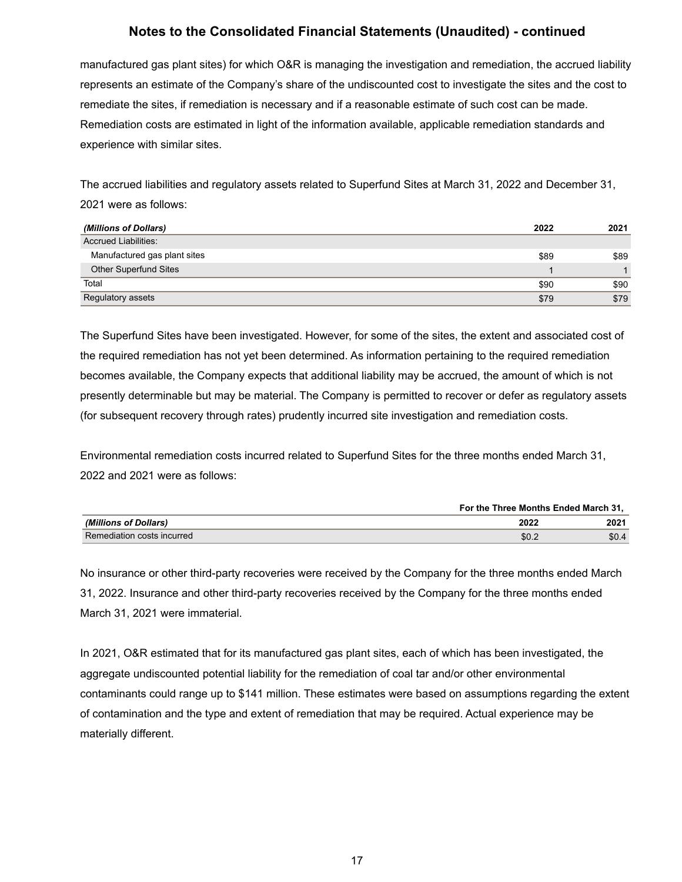manufactured gas plant sites) for which O&R is managing the investigation and remediation, the accrued liability represents an estimate of the Company's share of the undiscounted cost to investigate the sites and the cost to remediate the sites, if remediation is necessary and if a reasonable estimate of such cost can be made. Remediation costs are estimated in light of the information available, applicable remediation standards and experience with similar sites.

The accrued liabilities and regulatory assets related to Superfund Sites at March 31, 2022 and December 31, 2021 were as follows:

| *(Millions of Dollars)* | 2022 | 2021 |
|---|---|---|
| Accrued Liabilities: | | |
| Manufactured gas plant sites | $89 | $89 |
| Other Superfund Sites | 1 | 1 |
| Total | $90 | $90 |
| Regulatory assets | $79 | $79 |

The Superfund Sites have been investigated. However, for some of the sites, the extent and associated cost of the required remediation has not yet been determined. As information pertaining to the required remediation becomes available, the Company expects that additional liability may be accrued, the amount of which is not presently determinable but may be material. The Company is permitted to recover or defer as regulatory assets (for subsequent recovery through rates) prudently incurred site investigation and remediation costs.

Environmental remediation costs incurred related to Superfund Sites for the three months ended March 31, 2022 and 2021 were as follows:

| | For the Three Months Ended March 31, | |
|---|---|---|
| *(Millions of Dollars)* | 2022 | 2021 |
| Remediation costs incurred | $0.2 | $0.4 |

No insurance or other third-party recoveries were received by the Company for the three months ended March 31, 2022. Insurance and other third-party recoveries received by the Company for the three months ended March 31, 2021 were immaterial.

In 2021, O&R estimated that for its manufactured gas plant sites, each of which has been investigated, the aggregate undiscounted potential liability for the remediation of coal tar and/or other environmental contaminants could range up to $141 million. These estimates were based on assumptions regarding the extent of contamination and the type and extent of remediation that may be required. Actual experience may be materially different.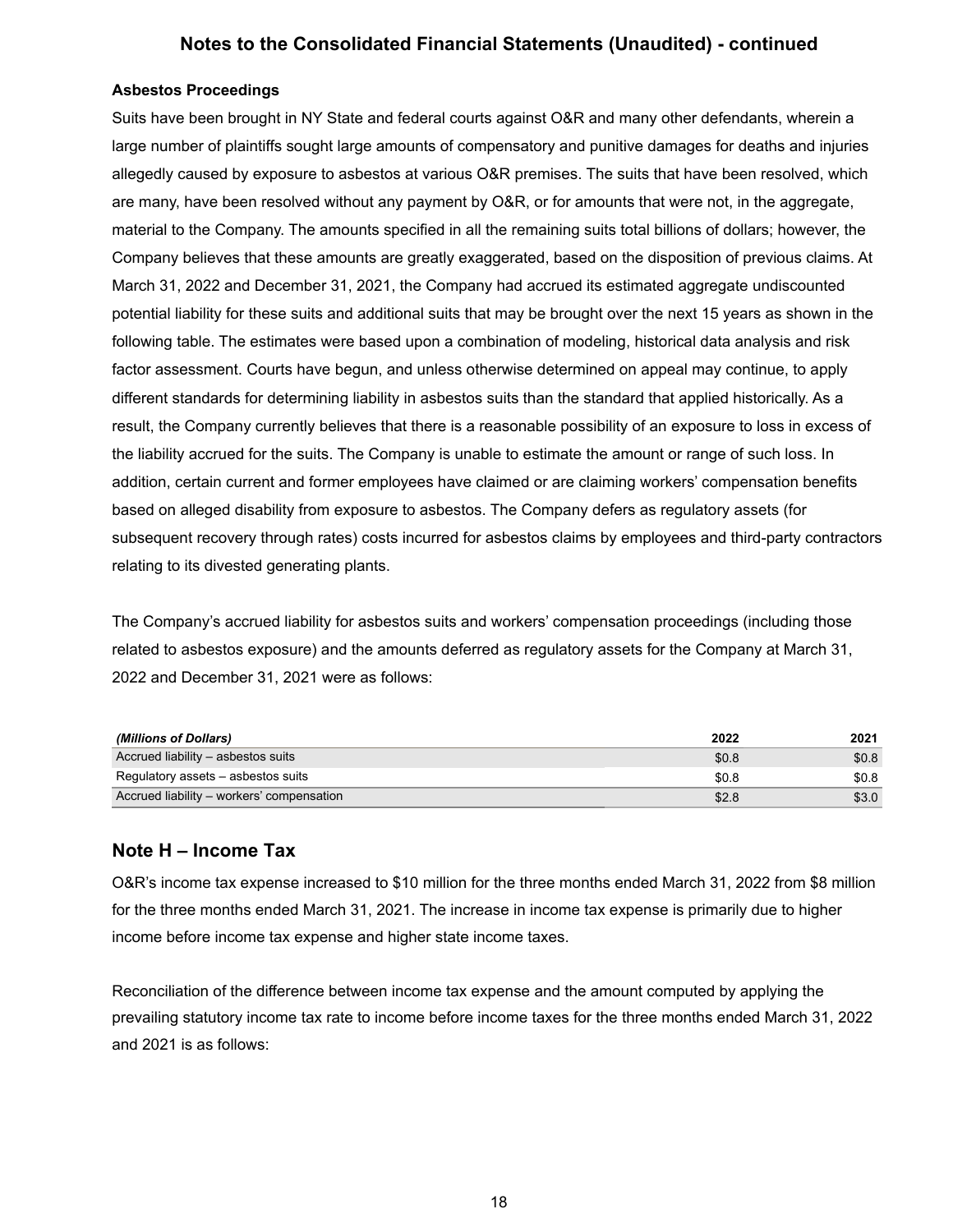## Asbestos Proceedings

Suits have been brought in NY State and federal courts against O&R and many other defendants, wherein a large number of plaintiffs sought large amounts of compensatory and punitive damages for deaths and injuries allegedly caused by exposure to asbestos at various O&R premises. The suits that have been resolved, which are many, have been resolved without any payment by O&R, or for amounts that were not, in the aggregate, material to the Company. The amounts specified in all the remaining suits total billions of dollars; however, the Company believes that these amounts are greatly exaggerated, based on the disposition of previous claims. At March 31, 2022 and December 31, 2021, the Company had accrued its estimated aggregate undiscounted potential liability for these suits and additional suits that may be brought over the next 15 years as shown in the following table. The estimates were based upon a combination of modeling, historical data analysis and risk factor assessment. Courts have begun, and unless otherwise determined on appeal may continue, to apply different standards for determining liability in asbestos suits than the standard that applied historically. As a result, the Company currently believes that there is a reasonable possibility of an exposure to loss in excess of the liability accrued for the suits. The Company is unable to estimate the amount or range of such loss. In addition, certain current and former employees have claimed or are claiming workers' compensation benefits based on alleged disability from exposure to asbestos. The Company defers as regulatory assets (for subsequent recovery through rates) costs incurred for asbestos claims by employees and third-party contractors relating to its divested generating plants.

The Company's accrued liability for asbestos suits and workers' compensation proceedings (including those related to asbestos exposure) and the amounts deferred as regulatory assets for the Company at March 31, 2022 and December 31, 2021 were as follows:

| *(Millions of Dollars)* | 2022 | 2021 |
|---|---|---|
| Accrued liability – asbestos suits | $0.8 | $0.8 |
| Regulatory assets – asbestos suits | $0.8 | $0.8 |
| Accrued liability – workers' compensation | $2.8 | $3.0 |

## Note H – Income Tax

O&R's income tax expense increased to $10 million for the three months ended March 31, 2022 from $8 million for the three months ended March 31, 2021. The increase in income tax expense is primarily due to higher income before income tax expense and higher state income taxes.

Reconciliation of the difference between income tax expense and the amount computed by applying the prevailing statutory income tax rate to income before income taxes for the three months ended March 31, 2022 and 2021 is as follows: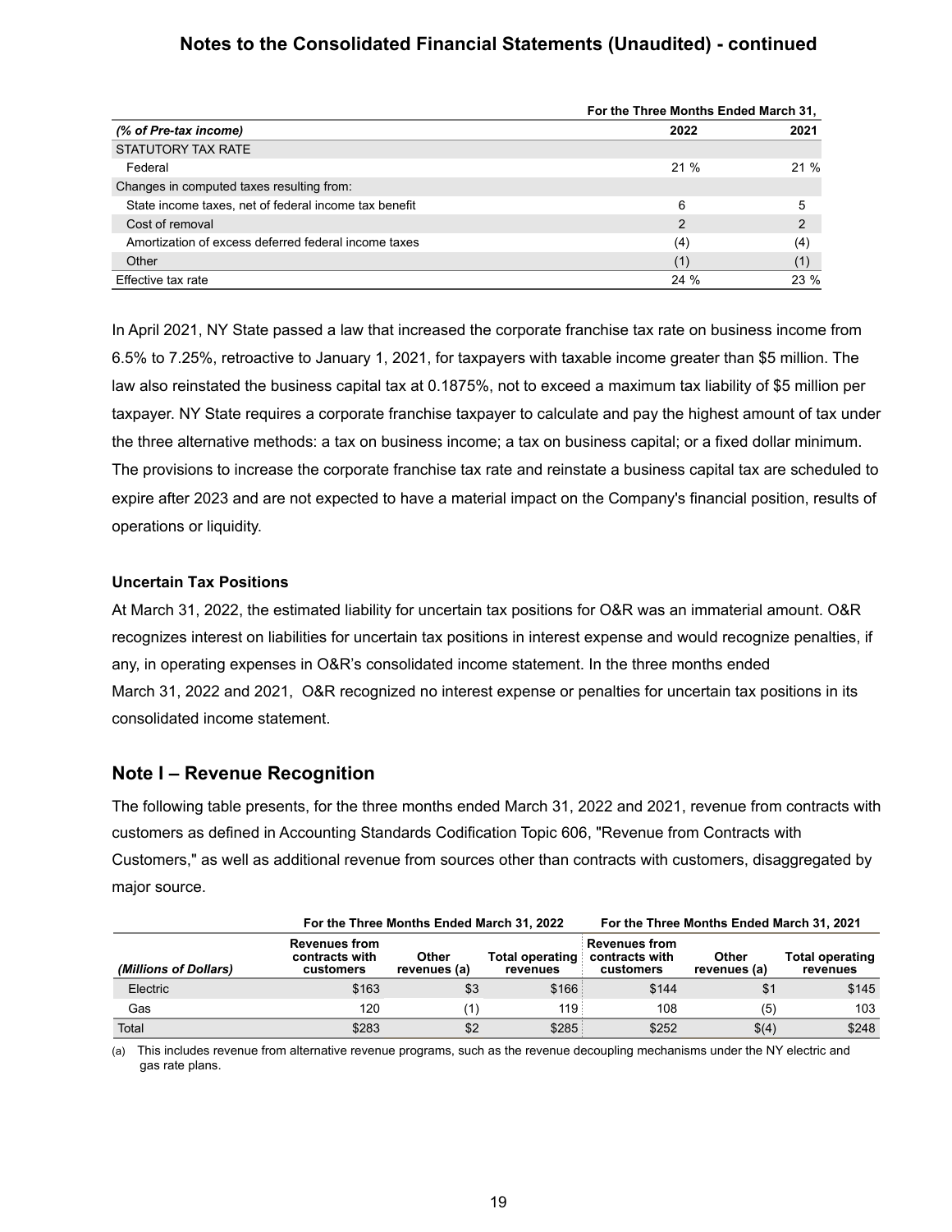Notes to the Consolidated Financial Statements (Unaudited) - continued

| (% of Pre-tax income) | For the Three Months Ended March 31, 2022 | 2021 |
|---|---|---|
| STATUTORY TAX RATE | | |
| Federal | 21 % | 21 % |
| Changes in computed taxes resulting from: | | |
| State income taxes, net of federal income tax benefit | 6 | 5 |
| Cost of removal | 2 | 2 |
| Amortization of excess deferred federal income taxes | (4) | (4) |
| Other | (1) | (1) |
| Effective tax rate | 24 % | 23 % |

In April 2021, NY State passed a law that increased the corporate franchise tax rate on business income from 6.5% to 7.25%, retroactive to January 1, 2021, for taxpayers with taxable income greater than $5 million. The law also reinstated the business capital tax at 0.1875%, not to exceed a maximum tax liability of $5 million per taxpayer. NY State requires a corporate franchise taxpayer to calculate and pay the highest amount of tax under the three alternative methods: a tax on business income; a tax on business capital; or a fixed dollar minimum. The provisions to increase the corporate franchise tax rate and reinstate a business capital tax are scheduled to expire after 2023 and are not expected to have a material impact on the Company's financial position, results of operations or liquidity.

### Uncertain Tax Positions

At March 31, 2022, the estimated liability for uncertain tax positions for O&R was an immaterial amount. O&R recognizes interest on liabilities for uncertain tax positions in interest expense and would recognize penalties, if any, in operating expenses in O&R's consolidated income statement. In the three months ended March 31, 2022 and 2021, O&R recognized no interest expense or penalties for uncertain tax positions in its consolidated income statement.

## Note I – Revenue Recognition

The following table presents, for the three months ended March 31, 2022 and 2021, revenue from contracts with customers as defined in Accounting Standards Codification Topic 606, "Revenue from Contracts with Customers," as well as additional revenue from sources other than contracts with customers, disaggregated by major source.

| | For the Three Months Ended March 31, 2022 | | | For the Three Months Ended March 31, 2021 | | |
|---|---|---|---|---|---|---|
| (Millions of Dollars) | Revenues from contracts with customers | Other revenues (a) | Total operating revenues | Revenues from contracts with customers | Other revenues (a) | Total operating revenues |
| Electric | $163 | $3 | $166 | $144 | $1 | $145 |
| Gas | 120 | (1) | 119 | 108 | (5) | 103 |
| Total | $283 | $2 | $285 | $252 | $(4) | $248 |

(a) This includes revenue from alternative revenue programs, such as the revenue decoupling mechanisms under the NY electric and gas rate plans.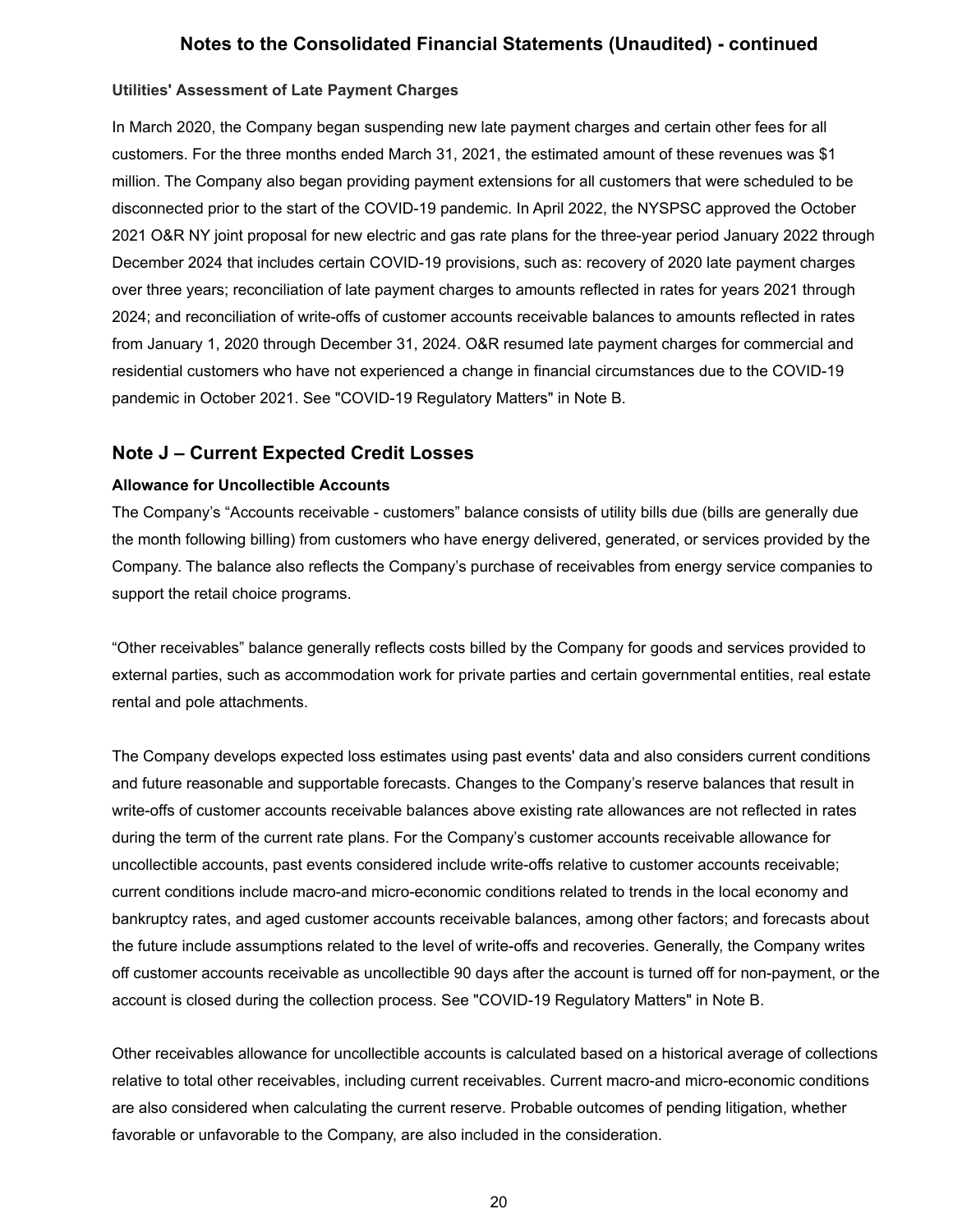**Utilities' Assessment of Late Payment Charges**

In March 2020, the Company began suspending new late payment charges and certain other fees for all customers. For the three months ended March 31, 2021, the estimated amount of these revenues was $1 million. The Company also began providing payment extensions for all customers that were scheduled to be disconnected prior to the start of the COVID-19 pandemic. In April 2022, the NYSPSC approved the October 2021 O&R NY joint proposal for new electric and gas rate plans for the three-year period January 2022 through December 2024 that includes certain COVID-19 provisions, such as: recovery of 2020 late payment charges over three years; reconciliation of late payment charges to amounts reflected in rates for years 2021 through 2024; and reconciliation of write-offs of customer accounts receivable balances to amounts reflected in rates from January 1, 2020 through December 31, 2024. O&R resumed late payment charges for commercial and residential customers who have not experienced a change in financial circumstances due to the COVID-19 pandemic in October 2021. See "COVID-19 Regulatory Matters" in Note B.

## Note J – Current Expected Credit Losses

**Allowance for Uncollectible Accounts**

The Company's "Accounts receivable - customers" balance consists of utility bills due (bills are generally due the month following billing) from customers who have energy delivered, generated, or services provided by the Company. The balance also reflects the Company's purchase of receivables from energy service companies to support the retail choice programs.

"Other receivables" balance generally reflects costs billed by the Company for goods and services provided to external parties, such as accommodation work for private parties and certain governmental entities, real estate rental and pole attachments.

The Company develops expected loss estimates using past events' data and also considers current conditions and future reasonable and supportable forecasts. Changes to the Company's reserve balances that result in write-offs of customer accounts receivable balances above existing rate allowances are not reflected in rates during the term of the current rate plans. For the Company's customer accounts receivable allowance for uncollectible accounts, past events considered include write-offs relative to customer accounts receivable; current conditions include macro-and micro-economic conditions related to trends in the local economy and bankruptcy rates, and aged customer accounts receivable balances, among other factors; and forecasts about the future include assumptions related to the level of write-offs and recoveries. Generally, the Company writes off customer accounts receivable as uncollectible 90 days after the account is turned off for non-payment, or the account is closed during the collection process. See "COVID-19 Regulatory Matters" in Note B.

Other receivables allowance for uncollectible accounts is calculated based on a historical average of collections relative to total other receivables, including current receivables. Current macro-and micro-economic conditions are also considered when calculating the current reserve. Probable outcomes of pending litigation, whether favorable or unfavorable to the Company, are also included in the consideration.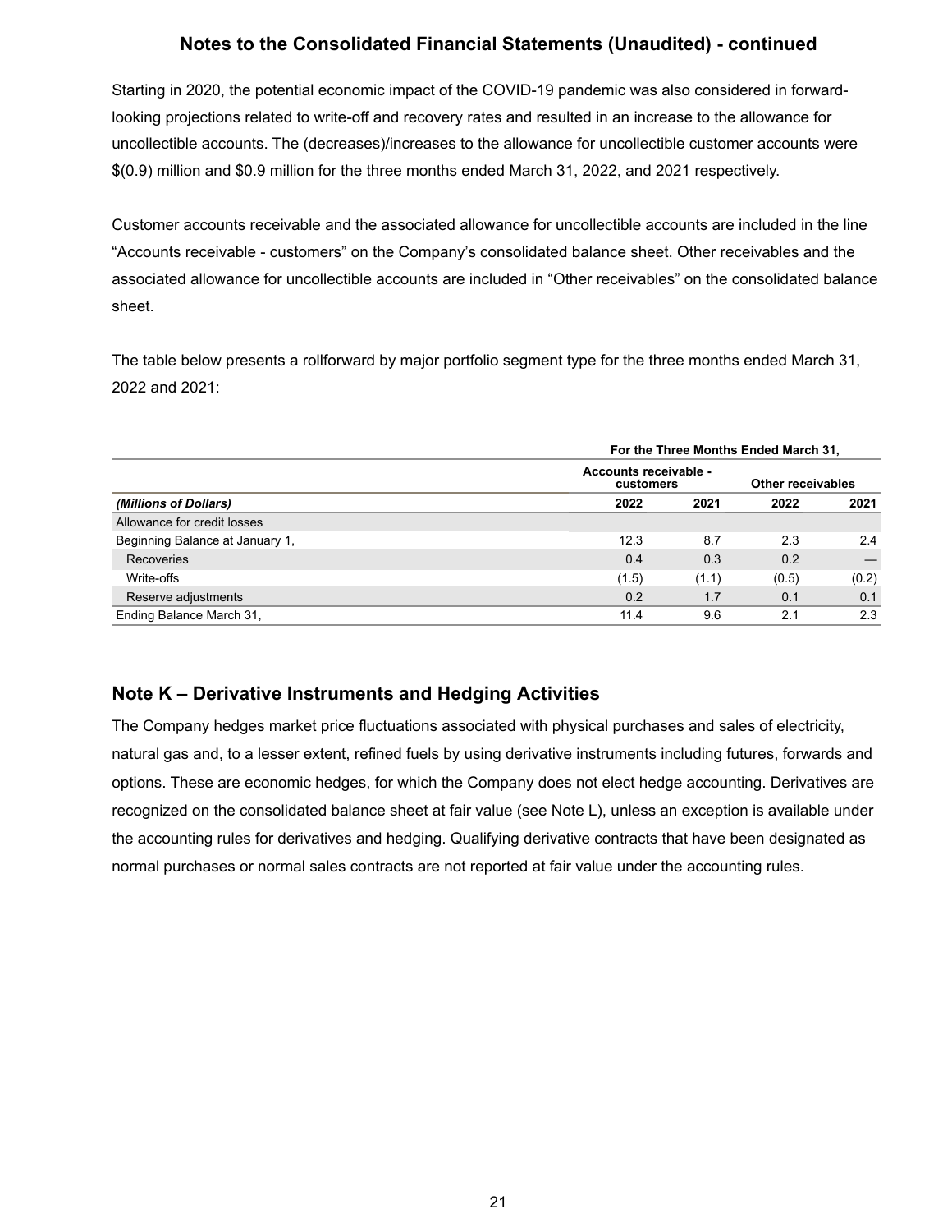## Notes to the Consolidated Financial Statements (Unaudited) - continued

Starting in 2020, the potential economic impact of the COVID-19 pandemic was also considered in forward-looking projections related to write-off and recovery rates and resulted in an increase to the allowance for uncollectible accounts. The (decreases)/increases to the allowance for uncollectible customer accounts were $(0.9) million and $0.9 million for the three months ended March 31, 2022, and 2021 respectively.

Customer accounts receivable and the associated allowance for uncollectible accounts are included in the line "Accounts receivable - customers" on the Company's consolidated balance sheet. Other receivables and the associated allowance for uncollectible accounts are included in "Other receivables" on the consolidated balance sheet.

The table below presents a rollforward by major portfolio segment type for the three months ended March 31, 2022 and 2021:

| | For the Three Months Ended March 31, | | | |
|---|---|---|---|---|
| | Accounts receivable - customers | | Other receivables | |
| *(Millions of Dollars)* | 2022 | 2021 | 2022 | 2021 |
| Allowance for credit losses | | | | |
| Beginning Balance at January 1, | 12.3 | 8.7 | 2.3 | 2.4 |
| Recoveries | 0.4 | 0.3 | 0.2 | — |
| Write-offs | (1.5) | (1.1) | (0.5) | (0.2) |
| Reserve adjustments | 0.2 | 1.7 | 0.1 | 0.1 |
| Ending Balance March 31, | 11.4 | 9.6 | 2.1 | 2.3 |

## Note K – Derivative Instruments and Hedging Activities

The Company hedges market price fluctuations associated with physical purchases and sales of electricity, natural gas and, to a lesser extent, refined fuels by using derivative instruments including futures, forwards and options. These are economic hedges, for which the Company does not elect hedge accounting. Derivatives are recognized on the consolidated balance sheet at fair value (see Note L), unless an exception is available under the accounting rules for derivatives and hedging. Qualifying derivative contracts that have been designated as normal purchases or normal sales contracts are not reported at fair value under the accounting rules.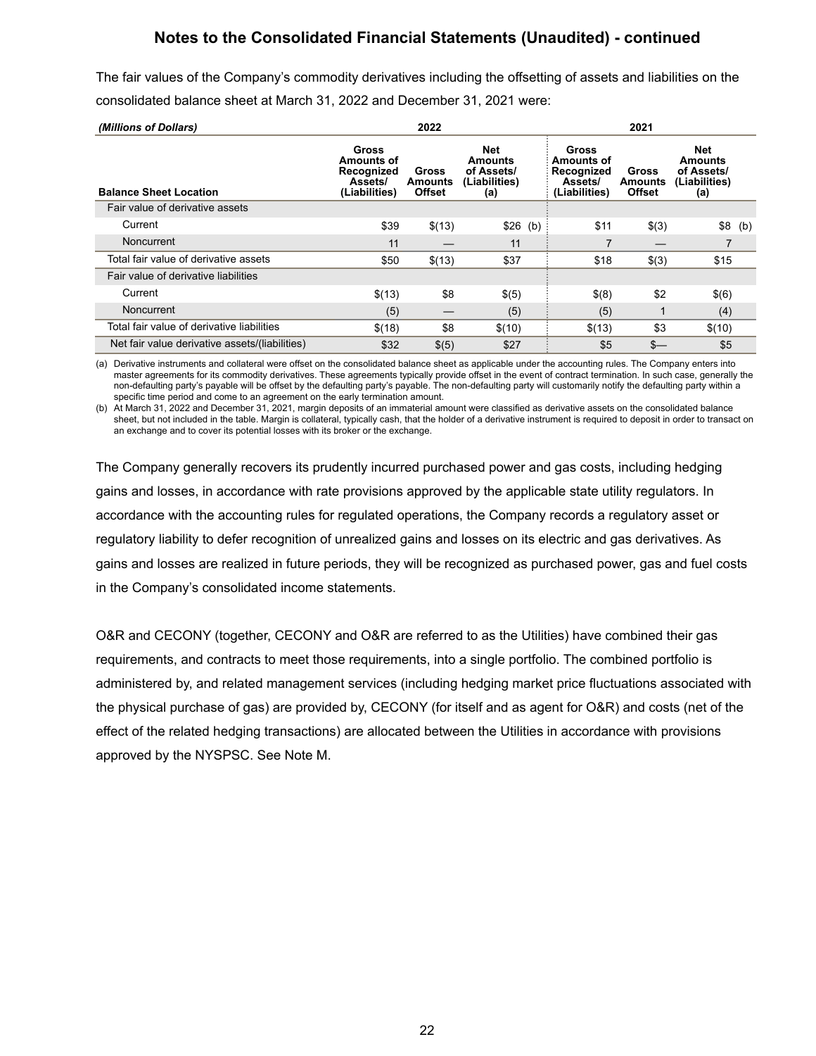## Notes to the Consolidated Financial Statements (Unaudited) - continued

The fair values of the Company's commodity derivatives including the offsetting of assets and liabilities on the consolidated balance sheet at March 31, 2022 and December 31, 2021 were:

| *(Millions of Dollars)* | 2022 | | | 2021 | | |
|---|---|---|---|---|---|---|
| Balance Sheet Location | Gross Amounts of Recognized Assets/ (Liabilities) | Gross Amounts Offset | Net Amounts of Assets/ (Liabilities) (a) | Gross Amounts of Recognized Assets/ (Liabilities) | Gross Amounts Offset | Net Amounts of Assets/ (Liabilities) (a) |
| Fair value of derivative assets | | | | | | |
| Current | $39 | $(13) | $26 (b) | $11 | $(3) | $8 (b) |
| Noncurrent | 11 | — | 11 | 7 | — | 7 |
| Total fair value of derivative assets | $50 | $(13) | $37 | $18 | $(3) | $15 |
| Fair value of derivative liabilities | | | | | | |
| Current | $(13) | $8 | $(5) | $(8) | $2 | $(6) |
| Noncurrent | (5) | — | (5) | (5) | 1 | (4) |
| Total fair value of derivative liabilities | $(18) | $8 | $(10) | $(13) | $3 | $(10) |
| Net fair value derivative assets/(liabilities) | $32 | $(5) | $27 | $5 | $— | $5 |

(a) Derivative instruments and collateral were offset on the consolidated balance sheet as applicable under the accounting rules. The Company enters into master agreements for its commodity derivatives. These agreements typically provide offset in the event of contract termination. In such case, generally the non-defaulting party's payable will be offset by the defaulting party's payable. The non-defaulting party will customarily notify the defaulting party within a specific time period and come to an agreement on the early termination amount.

(b) At March 31, 2022 and December 31, 2021, margin deposits of an immaterial amount were classified as derivative assets on the consolidated balance sheet, but not included in the table. Margin is collateral, typically cash, that the holder of a derivative instrument is required to deposit in order to transact on an exchange and to cover its potential losses with its broker or the exchange.

The Company generally recovers its prudently incurred purchased power and gas costs, including hedging gains and losses, in accordance with rate provisions approved by the applicable state utility regulators. In accordance with the accounting rules for regulated operations, the Company records a regulatory asset or regulatory liability to defer recognition of unrealized gains and losses on its electric and gas derivatives. As gains and losses are realized in future periods, they will be recognized as purchased power, gas and fuel costs in the Company's consolidated income statements.

O&R and CECONY (together, CECONY and O&R are referred to as the Utilities) have combined their gas requirements, and contracts to meet those requirements, into a single portfolio. The combined portfolio is administered by, and related management services (including hedging market price fluctuations associated with the physical purchase of gas) are provided by, CECONY (for itself and as agent for O&R) and costs (net of the effect of the related hedging transactions) are allocated between the Utilities in accordance with provisions approved by the NYSPSC. See Note M.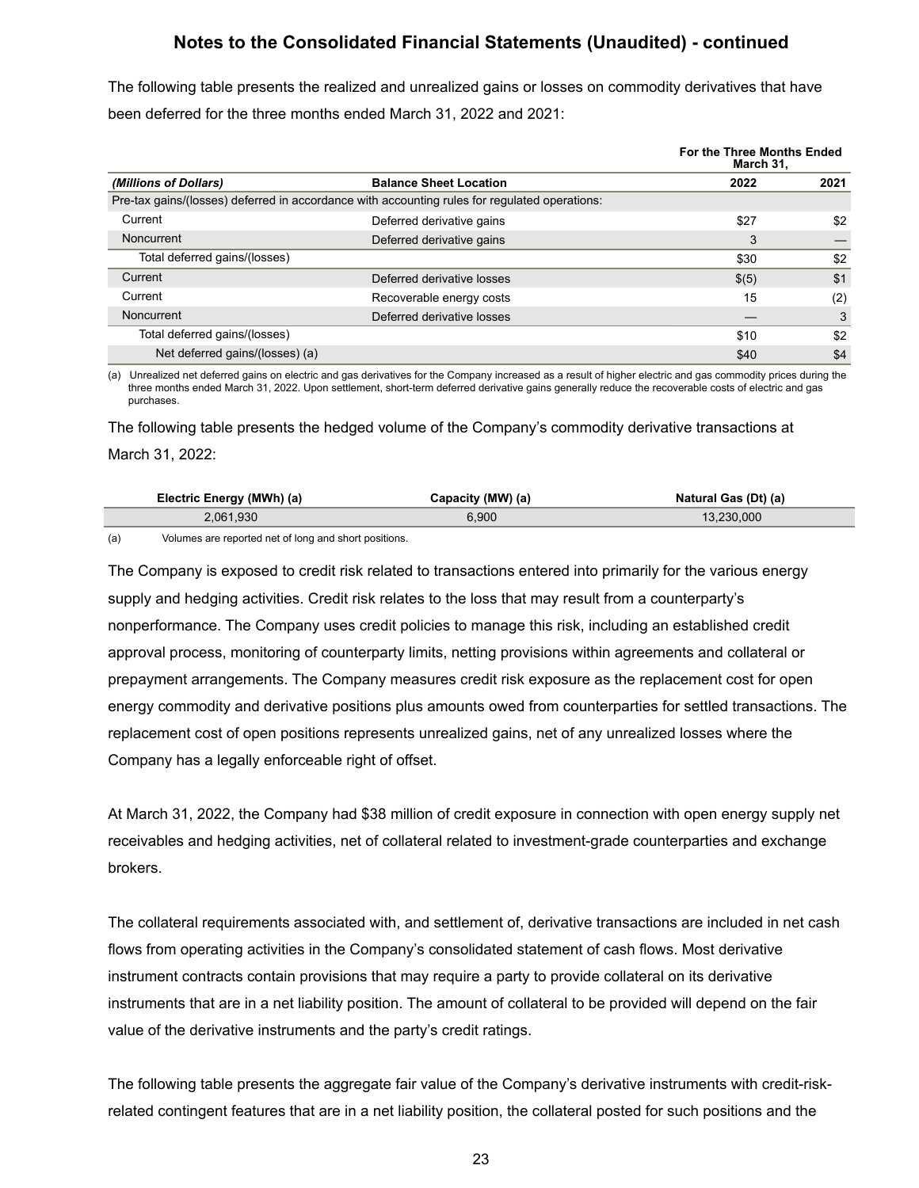## Notes to the Consolidated Financial Statements (Unaudited) - continued

The following table presents the realized and unrealized gains or losses on commodity derivatives that have been deferred for the three months ended March 31, 2022 and 2021:

| *(Millions of Dollars)* | Balance Sheet Location | For the Three Months Ended March 31, 2022 | 2021 |
|---|---|---|---|
| Pre-tax gains/(losses) deferred in accordance with accounting rules for regulated operations: | | | |
| Current | Deferred derivative gains | $27 | $2 |
| Noncurrent | Deferred derivative gains | 3 | — |
| Total deferred gains/(losses) | | $30 | $2 |
| Current | Deferred derivative losses | $(5) | $1 |
| Current | Recoverable energy costs | 15 | (2) |
| Noncurrent | Deferred derivative losses | — | 3 |
| Total deferred gains/(losses) | | $10 | $2 |
| Net deferred gains/(losses) (a) | | $40 | $4 |

(a) Unrealized net deferred gains on electric and gas derivatives for the Company increased as a result of higher electric and gas commodity prices during the three months ended March 31, 2022. Upon settlement, short-term deferred derivative gains generally reduce the recoverable costs of electric and gas purchases.

The following table presents the hedged volume of the Company's commodity derivative transactions at March 31, 2022:

| Electric Energy (MWh) (a) | Capacity (MW) (a) | Natural Gas (Dt) (a) |
|---|---|---|
| 2,061,930 | 6,900 | 13,230,000 |

(a) Volumes are reported net of long and short positions.

The Company is exposed to credit risk related to transactions entered into primarily for the various energy supply and hedging activities. Credit risk relates to the loss that may result from a counterparty's nonperformance. The Company uses credit policies to manage this risk, including an established credit approval process, monitoring of counterparty limits, netting provisions within agreements and collateral or prepayment arrangements. The Company measures credit risk exposure as the replacement cost for open energy commodity and derivative positions plus amounts owed from counterparties for settled transactions. The replacement cost of open positions represents unrealized gains, net of any unrealized losses where the Company has a legally enforceable right of offset.

At March 31, 2022, the Company had $38 million of credit exposure in connection with open energy supply net receivables and hedging activities, net of collateral related to investment-grade counterparties and exchange brokers.

The collateral requirements associated with, and settlement of, derivative transactions are included in net cash flows from operating activities in the Company's consolidated statement of cash flows. Most derivative instrument contracts contain provisions that may require a party to provide collateral on its derivative instruments that are in a net liability position. The amount of collateral to be provided will depend on the fair value of the derivative instruments and the party's credit ratings.

The following table presents the aggregate fair value of the Company's derivative instruments with credit-risk-related contingent features that are in a net liability position, the collateral posted for such positions and the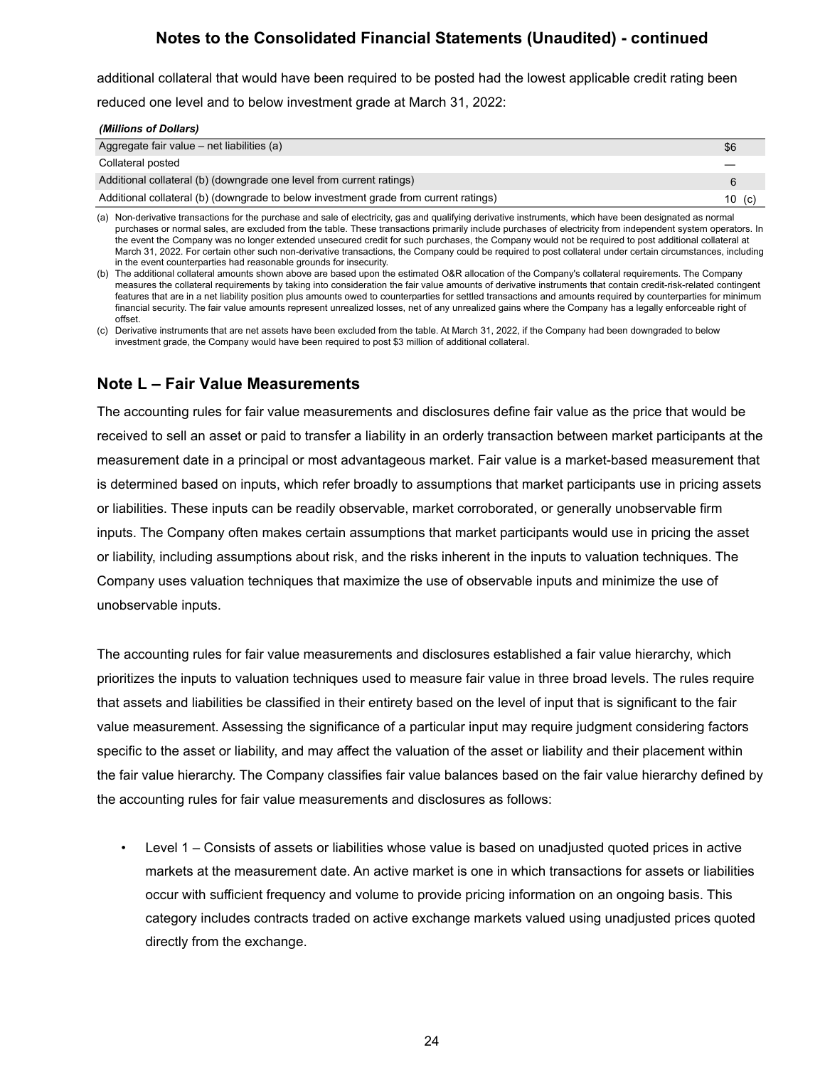additional collateral that would have been required to be posted had the lowest applicable credit rating been reduced one level and to below investment grade at March 31, 2022:

| *(Millions of Dollars)* | |
|---|---|
| Aggregate fair value – net liabilities (a) | $6 |
| Collateral posted | — |
| Additional collateral (b) (downgrade one level from current ratings) | 6 |
| Additional collateral (b) (downgrade to below investment grade from current ratings) | 10 (c) |

(a) Non-derivative transactions for the purchase and sale of electricity, gas and qualifying derivative instruments, which have been designated as normal purchases or normal sales, are excluded from the table. These transactions primarily include purchases of electricity from independent system operators. In the event the Company was no longer extended unsecured credit for such purchases, the Company would not be required to post additional collateral at March 31, 2022. For certain other such non-derivative transactions, the Company could be required to post collateral under certain circumstances, including in the event counterparties had reasonable grounds for insecurity.

(b) The additional collateral amounts shown above are based upon the estimated O&R allocation of the Company's collateral requirements. The Company measures the collateral requirements by taking into consideration the fair value amounts of derivative instruments that contain credit-risk-related contingent features that are in a net liability position plus amounts owed to counterparties for settled transactions and amounts required by counterparties for minimum financial security. The fair value amounts represent unrealized losses, net of any unrealized gains where the Company has a legally enforceable right of offset.

(c) Derivative instruments that are net assets have been excluded from the table. At March 31, 2022, if the Company had been downgraded to below investment grade, the Company would have been required to post $3 million of additional collateral.

## Note L – Fair Value Measurements

The accounting rules for fair value measurements and disclosures define fair value as the price that would be received to sell an asset or paid to transfer a liability in an orderly transaction between market participants at the measurement date in a principal or most advantageous market. Fair value is a market-based measurement that is determined based on inputs, which refer broadly to assumptions that market participants use in pricing assets or liabilities. These inputs can be readily observable, market corroborated, or generally unobservable firm inputs. The Company often makes certain assumptions that market participants would use in pricing the asset or liability, including assumptions about risk, and the risks inherent in the inputs to valuation techniques. The Company uses valuation techniques that maximize the use of observable inputs and minimize the use of unobservable inputs.

The accounting rules for fair value measurements and disclosures established a fair value hierarchy, which prioritizes the inputs to valuation techniques used to measure fair value in three broad levels. The rules require that assets and liabilities be classified in their entirety based on the level of input that is significant to the fair value measurement. Assessing the significance of a particular input may require judgment considering factors specific to the asset or liability, and may affect the valuation of the asset or liability and their placement within the fair value hierarchy. The Company classifies fair value balances based on the fair value hierarchy defined by the accounting rules for fair value measurements and disclosures as follows:

- Level 1 – Consists of assets or liabilities whose value is based on unadjusted quoted prices in active markets at the measurement date. An active market is one in which transactions for assets or liabilities occur with sufficient frequency and volume to provide pricing information on an ongoing basis. This category includes contracts traded on active exchange markets valued using unadjusted prices quoted directly from the exchange.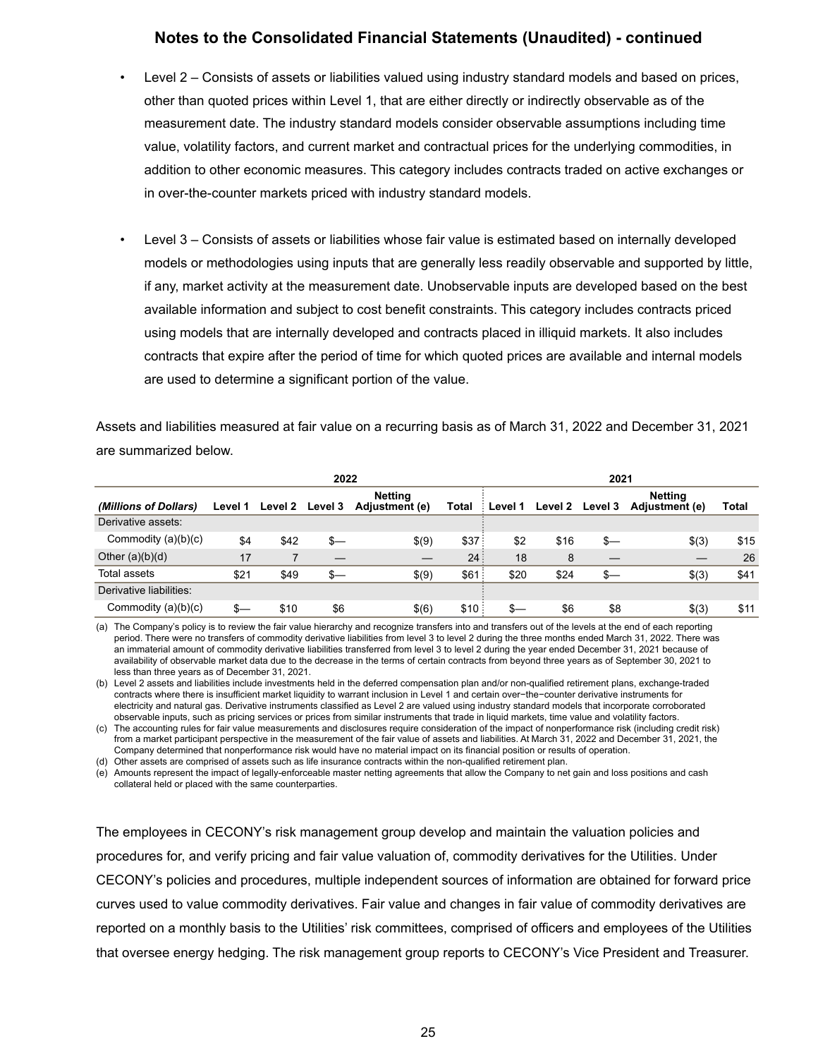## Notes to the Consolidated Financial Statements (Unaudited) - continued

- Level 2 – Consists of assets or liabilities valued using industry standard models and based on prices, other than quoted prices within Level 1, that are either directly or indirectly observable as of the measurement date. The industry standard models consider observable assumptions including time value, volatility factors, and current market and contractual prices for the underlying commodities, in addition to other economic measures. This category includes contracts traded on active exchanges or in over-the-counter markets priced with industry standard models.

- Level 3 – Consists of assets or liabilities whose fair value is estimated based on internally developed models or methodologies using inputs that are generally less readily observable and supported by little, if any, market activity at the measurement date. Unobservable inputs are developed based on the best available information and subject to cost benefit constraints. This category includes contracts priced using models that are internally developed and contracts placed in illiquid markets. It also includes contracts that expire after the period of time for which quoted prices are available and internal models are used to determine a significant portion of the value.

Assets and liabilities measured at fair value on a recurring basis as of March 31, 2022 and December 31, 2021 are summarized below.

| | 2022 | | | | | 2021 | | | | |
|---|---|---|---|---|---|---|---|---|---|---|
| *(Millions of Dollars)* | Level 1 | Level 2 | Level 3 | Netting Adjustment (e) | Total | Level 1 | Level 2 | Level 3 | Netting Adjustment (e) | Total |
| Derivative assets: | | | | | | | | | | |
| Commodity (a)(b)(c) | $4 | $42 | $— | $(9) | $37 | $2 | $16 | $— | $(3) | $15 |
| Other (a)(b)(d) | 17 | 7 | — | — | 24 | 18 | 8 | — | — | 26 |
| Total assets | $21 | $49 | $— | $(9) | $61 | $20 | $24 | $— | $(3) | $41 |
| Derivative liabilities: | | | | | | | | | | |
| Commodity (a)(b)(c) | $— | $10 | $6 | $(6) | $10 | $— | $6 | $8 | $(3) | $11 |

(a) The Company's policy is to review the fair value hierarchy and recognize transfers into and transfers out of the levels at the end of each reporting period. There were no transfers of commodity derivative liabilities from level 3 to level 2 during the three months ended March 31, 2022. There was an immaterial amount of commodity derivative liabilities transferred from level 3 to level 2 during the year ended December 31, 2021 because of availability of observable market data due to the decrease in the terms of certain contracts from beyond three years as of September 30, 2021 to less than three years as of December 31, 2021.

(b) Level 2 assets and liabilities include investments held in the deferred compensation plan and/or non-qualified retirement plans, exchange-traded contracts where there is insufficient market liquidity to warrant inclusion in Level 1 and certain over−the−counter derivative instruments for electricity and natural gas. Derivative instruments classified as Level 2 are valued using industry standard models that incorporate corroborated observable inputs, such as pricing services or prices from similar instruments that trade in liquid markets, time value and volatility factors.

(c) The accounting rules for fair value measurements and disclosures require consideration of the impact of nonperformance risk (including credit risk) from a market participant perspective in the measurement of the fair value of assets and liabilities. At March 31, 2022 and December 31, 2021, the Company determined that nonperformance risk would have no material impact on its financial position or results of operation.

(d) Other assets are comprised of assets such as life insurance contracts within the non-qualified retirement plan.

(e) Amounts represent the impact of legally-enforceable master netting agreements that allow the Company to net gain and loss positions and cash collateral held or placed with the same counterparties.

The employees in CECONY's risk management group develop and maintain the valuation policies and procedures for, and verify pricing and fair value valuation of, commodity derivatives for the Utilities. Under CECONY's policies and procedures, multiple independent sources of information are obtained for forward price curves used to value commodity derivatives. Fair value and changes in fair value of commodity derivatives are reported on a monthly basis to the Utilities' risk committees, comprised of officers and employees of the Utilities that oversee energy hedging. The risk management group reports to CECONY's Vice President and Treasurer.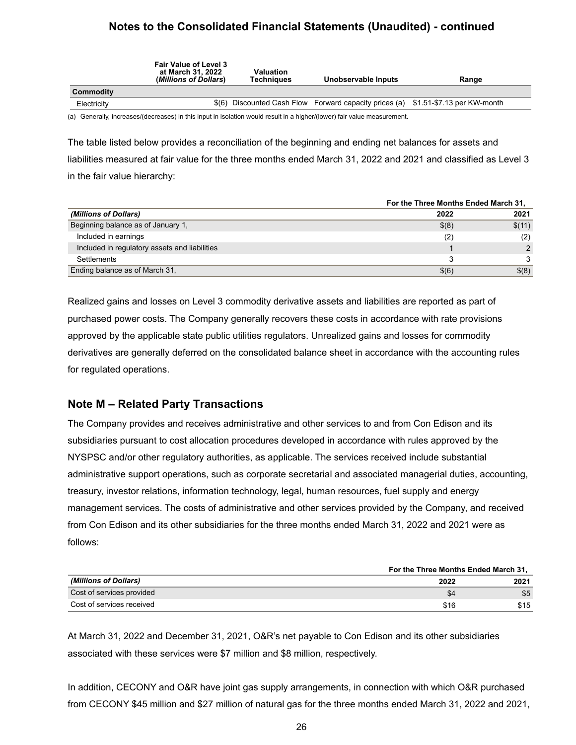## Notes to the Consolidated Financial Statements (Unaudited) - continued

| | Fair Value of Level 3 at March 31, 2022 (*Millions of Dollars*) | Valuation Techniques | Unobservable Inputs | Range |
|---|---|---|---|---|
| **Commodity** | | | | |
| Electricity | $(6) | Discounted Cash Flow | Forward capacity prices (a) | $1.51-$7.13 per KW-month |

(a) Generally, increases/(decreases) in this input in isolation would result in a higher/(lower) fair value measurement.

The table listed below provides a reconciliation of the beginning and ending net balances for assets and liabilities measured at fair value for the three months ended March 31, 2022 and 2021 and classified as Level 3 in the fair value hierarchy:

| | For the Three Months Ended March 31, | |
|---|---|---|
| *(Millions of Dollars)* | 2022 | 2021 |
| Beginning balance as of January 1, | $(8) | $(11) |
| Included in earnings | (2) | (2) |
| Included in regulatory assets and liabilities | 1 | 2 |
| Settlements | 3 | 3 |
| Ending balance as of March 31, | $(6) | $(8) |

Realized gains and losses on Level 3 commodity derivative assets and liabilities are reported as part of purchased power costs. The Company generally recovers these costs in accordance with rate provisions approved by the applicable state public utilities regulators. Unrealized gains and losses for commodity derivatives are generally deferred on the consolidated balance sheet in accordance with the accounting rules for regulated operations.

## Note M – Related Party Transactions

The Company provides and receives administrative and other services to and from Con Edison and its subsidiaries pursuant to cost allocation procedures developed in accordance with rules approved by the NYSPSC and/or other regulatory authorities, as applicable. The services received include substantial administrative support operations, such as corporate secretarial and associated managerial duties, accounting, treasury, investor relations, information technology, legal, human resources, fuel supply and energy management services. The costs of administrative and other services provided by the Company, and received from Con Edison and its other subsidiaries for the three months ended March 31, 2022 and 2021 were as follows:

| | For the Three Months Ended March 31, | |
|---|---|---|
| *(Millions of Dollars)* | 2022 | 2021 |
| Cost of services provided | $4 | $5 |
| Cost of services received | $16 | $15 |

At March 31, 2022 and December 31, 2021, O&R's net payable to Con Edison and its other subsidiaries associated with these services were $7 million and $8 million, respectively.

In addition, CECONY and O&R have joint gas supply arrangements, in connection with which O&R purchased from CECONY $45 million and $27 million of natural gas for the three months ended March 31, 2022 and 2021,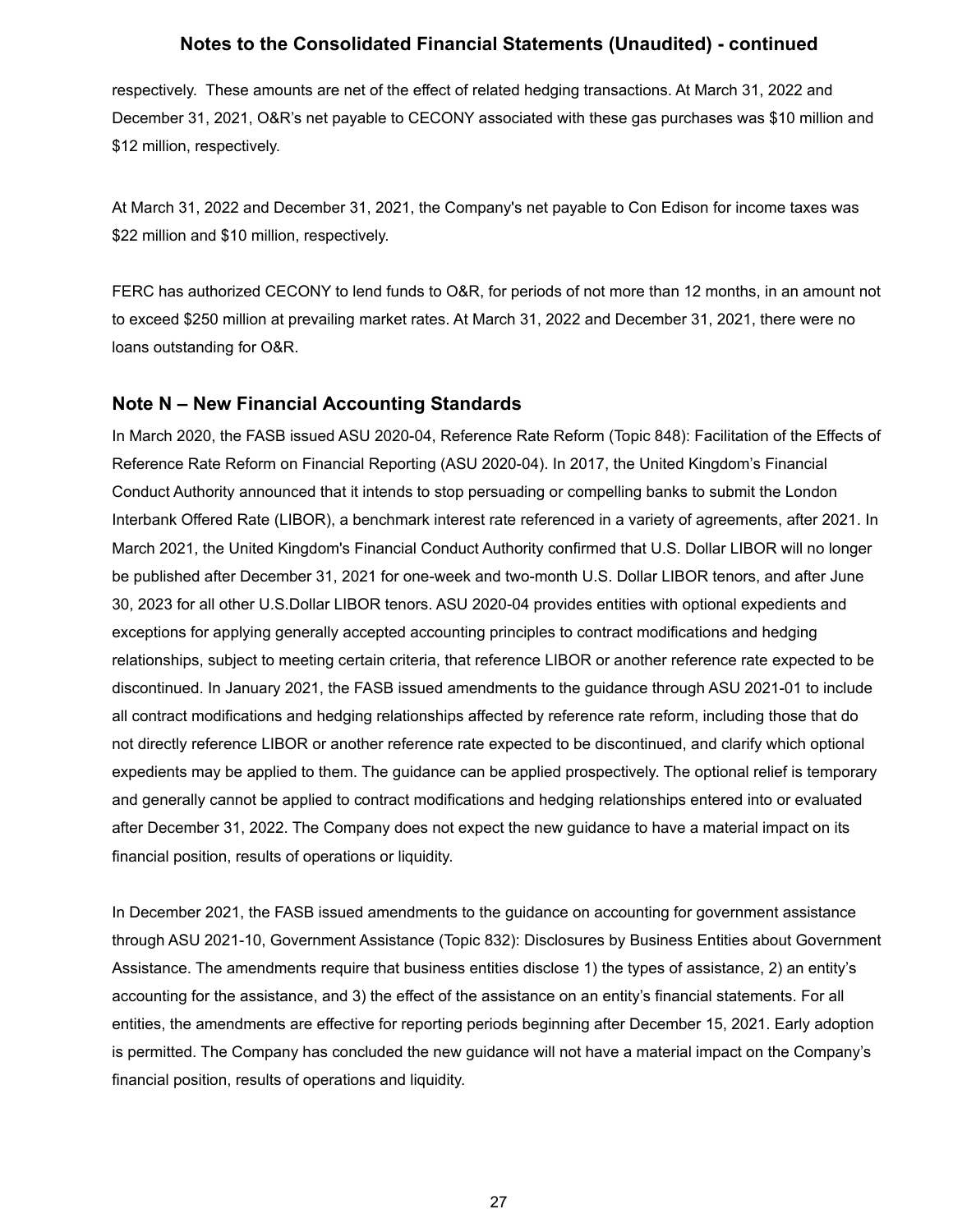respectively. These amounts are net of the effect of related hedging transactions. At March 31, 2022 and December 31, 2021, O&R's net payable to CECONY associated with these gas purchases was $10 million and $12 million, respectively.

At March 31, 2022 and December 31, 2021, the Company's net payable to Con Edison for income taxes was $22 million and $10 million, respectively.

FERC has authorized CECONY to lend funds to O&R, for periods of not more than 12 months, in an amount not to exceed $250 million at prevailing market rates. At March 31, 2022 and December 31, 2021, there were no loans outstanding for O&R.

## Note N – New Financial Accounting Standards

In March 2020, the FASB issued ASU 2020-04, Reference Rate Reform (Topic 848): Facilitation of the Effects of Reference Rate Reform on Financial Reporting (ASU 2020-04). In 2017, the United Kingdom's Financial Conduct Authority announced that it intends to stop persuading or compelling banks to submit the London Interbank Offered Rate (LIBOR), a benchmark interest rate referenced in a variety of agreements, after 2021. In March 2021, the United Kingdom's Financial Conduct Authority confirmed that U.S. Dollar LIBOR will no longer be published after December 31, 2021 for one-week and two-month U.S. Dollar LIBOR tenors, and after June 30, 2023 for all other U.S.Dollar LIBOR tenors. ASU 2020-04 provides entities with optional expedients and exceptions for applying generally accepted accounting principles to contract modifications and hedging relationships, subject to meeting certain criteria, that reference LIBOR or another reference rate expected to be discontinued. In January 2021, the FASB issued amendments to the guidance through ASU 2021-01 to include all contract modifications and hedging relationships affected by reference rate reform, including those that do not directly reference LIBOR or another reference rate expected to be discontinued, and clarify which optional expedients may be applied to them. The guidance can be applied prospectively. The optional relief is temporary and generally cannot be applied to contract modifications and hedging relationships entered into or evaluated after December 31, 2022. The Company does not expect the new guidance to have a material impact on its financial position, results of operations or liquidity.

In December 2021, the FASB issued amendments to the guidance on accounting for government assistance through ASU 2021-10, Government Assistance (Topic 832): Disclosures by Business Entities about Government Assistance. The amendments require that business entities disclose 1) the types of assistance, 2) an entity's accounting for the assistance, and 3) the effect of the assistance on an entity's financial statements. For all entities, the amendments are effective for reporting periods beginning after December 15, 2021. Early adoption is permitted. The Company has concluded the new guidance will not have a material impact on the Company's financial position, results of operations and liquidity.